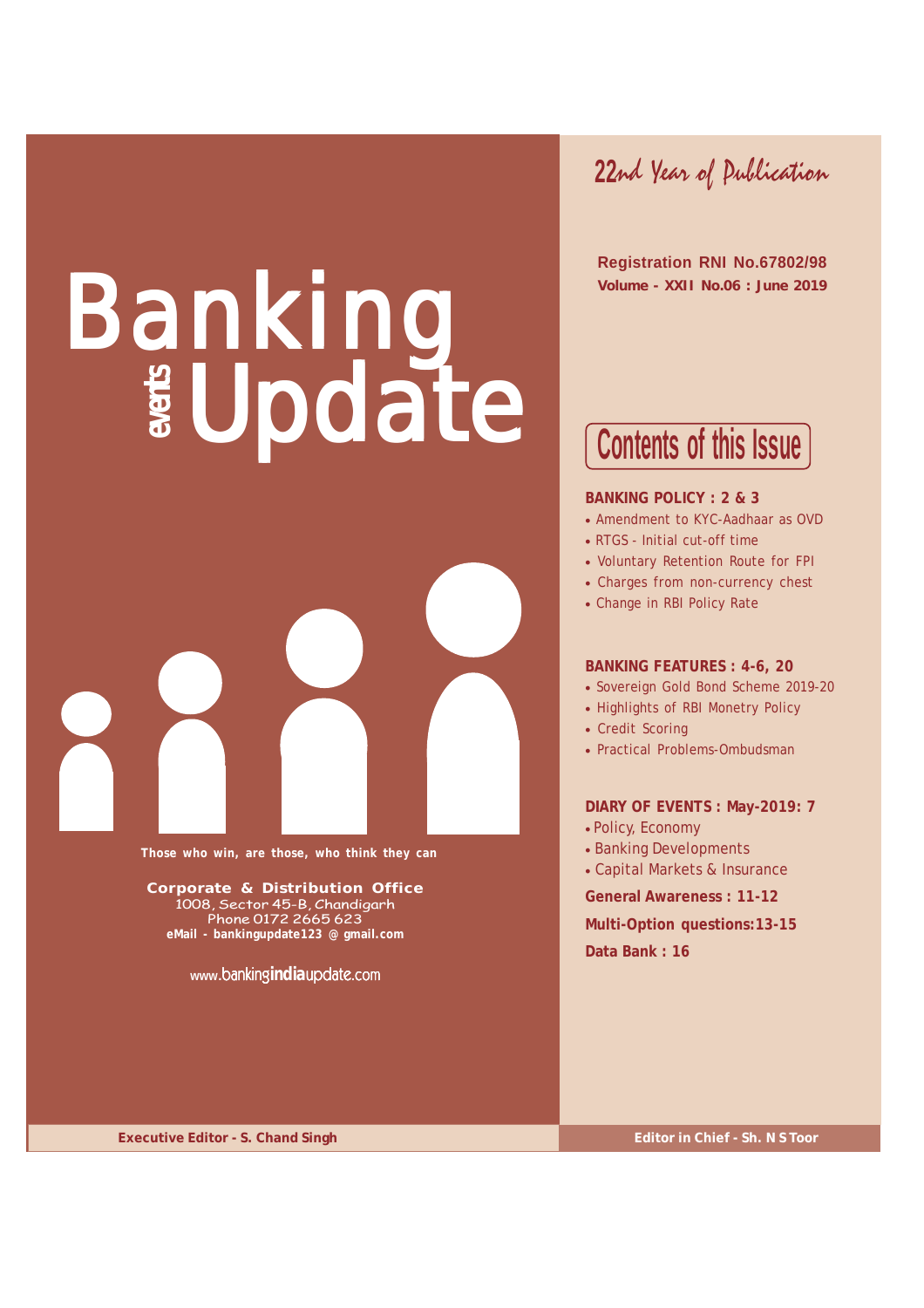# Banking events Update

Those who win, are those, who think they can

**Corporate & Distribution Office**
1008, Sector 45-B, Chandigarh
Phone 0172 2665 623
**eMail - bankingupdate123 @ gmail.com**

www.bankingindiaupdate.com

*22nd Year of Publication*

**Registration RNI No.67802/98**
**Volume - XXII No.06 : June 2019**

## Contents of this Issue

**BANKING POLICY : 2 & 3**
- Amendment to KYC-Aadhaar as OVD
- RTGS - Initial cut-off time
- Voluntary Retention Route for FPI
- Charges from non-currency chest
- Change in RBI Policy Rate

**BANKING FEATURES : 4-6, 20**
- Sovereign Gold Bond Scheme 2019-20
- Highlights of RBI Monetry Policy
- Credit Scoring
- Practical Problems-Ombudsman

**DIARY OF EVENTS : May-2019: 7**
- Policy, Economy
- Banking Developments
- Capital Markets & Insurance

**General Awareness : 11-12**

**Multi-Option questions:13-15**

**Data Bank : 16**

**Executive Editor - S. Chand Singh**

**Editor in Chief - Sh. N S Toor**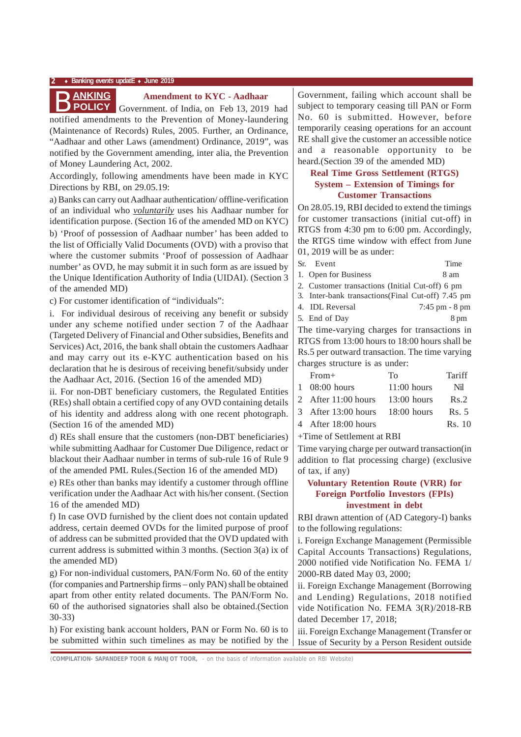# BANKING POLICY

## Amendment to KYC - Aadhaar

Government. of India, on Feb 13, 2019 had notified amendments to the Prevention of Money-laundering (Maintenance of Records) Rules, 2005. Further, an Ordinance, "Aadhaar and other Laws (amendment) Ordinance, 2019", was notified by the Government amending, inter alia, the Prevention of Money Laundering Act, 2002.

Accordingly, following amendments have been made in KYC Directions by RBI, on 29.05.19:

a) Banks can carry out Aadhaar authentication/ offline-verification of an individual who *voluntarily* uses his Aadhaar number for identification purpose. (Section 16 of the amended MD on KYC)

b) 'Proof of possession of Aadhaar number' has been added to the list of Officially Valid Documents (OVD) with a proviso that where the customer submits 'Proof of possession of Aadhaar number' as OVD, he may submit it in such form as are issued by the Unique Identification Authority of India (UIDAI). (Section 3 of the amended MD)

c) For customer identification of "individuals":

i. For individual desirous of receiving any benefit or subsidy under any scheme notified under section 7 of the Aadhaar (Targeted Delivery of Financial and Other subsidies, Benefits and Services) Act, 2016, the bank shall obtain the customers Aadhaar and may carry out its e-KYC authentication based on his declaration that he is desirous of receiving benefit/subsidy under the Aadhaar Act, 2016. (Section 16 of the amended MD)

ii. For non-DBT beneficiary customers, the Regulated Entities (REs) shall obtain a certified copy of any OVD containing details of his identity and address along with one recent photograph. (Section 16 of the amended MD)

d) REs shall ensure that the customers (non-DBT beneficiaries) while submitting Aadhaar for Customer Due Diligence, redact or blackout their Aadhaar number in terms of sub-rule 16 of Rule 9 of the amended PML Rules.(Section 16 of the amended MD)

e) REs other than banks may identify a customer through offline verification under the Aadhaar Act with his/her consent. (Section 16 of the amended MD)

f) In case OVD furnished by the client does not contain updated address, certain deemed OVDs for the limited purpose of proof of address can be submitted provided that the OVD updated with current address is submitted within 3 months. (Section 3(a) ix of the amended MD)

g) For non-individual customers, PAN/Form No. 60 of the entity (for companies and Partnership firms – only PAN) shall be obtained apart from other entity related documents. The PAN/Form No. 60 of the authorised signatories shall also be obtained.(Section 30-33)

h) For existing bank account holders, PAN or Form No. 60 is to be submitted within such timelines as may be notified by the Government, failing which account shall be subject to temporary ceasing till PAN or Form No. 60 is submitted. However, before temporarily ceasing operations for an account RE shall give the customer an accessible notice and a reasonable opportunity to be heard.(Section 39 of the amended MD)

## Real Time Gross Settlement (RTGS) System – Extension of Timings for Customer Transactions

On 28.05.19, RBI decided to extend the timings for customer transactions (initial cut-off) in RTGS from 4:30 pm to 6:00 pm. Accordingly, the RTGS time window with effect from June 01, 2019 will be as under:

| Sr. | Event | Time |
|---|---|---|
| 1. | Open for Business | 8 am |
| 2. | Customer transactions (Initial Cut-off) | 6 pm |
| 3. | Inter-bank transactions(Final Cut-off) | 7.45 pm |
| 4. | IDL Reversal | 7:45 pm - 8 pm |
| 5. | End of Day | 8 pm |

The time-varying charges for transactions in RTGS from 13:00 hours to 18:00 hours shall be Rs.5 per outward transaction. The time varying charges structure is as under:

| | From+ | To | Tariff |
|---|---|---|---|
| 1 | 08:00 hours | 11:00 hours | Nil |
| 2 | After 11:00 hours | 13:00 hours | Rs.2 |
| 3 | After 13:00 hours | 18:00 hours | Rs. 5 |
| 4 | After 18:00 hours | | Rs. 10 |

+Time of Settlement at RBI

Time varying charge per outward transaction(in addition to flat processing charge) (exclusive of tax, if any)

## Voluntary Retention Route (VRR) for Foreign Portfolio Investors (FPIs) investment in debt

RBI drawn attention of (AD Category-I) banks to the following regulations:

i. Foreign Exchange Management (Permissible Capital Accounts Transactions) Regulations, 2000 notified vide Notification No. FEMA 1/ 2000-RB dated May 03, 2000;

ii. Foreign Exchange Management (Borrowing and Lending) Regulations, 2018 notified vide Notification No. FEMA 3(R)/2018-RB dated December 17, 2018;

iii. Foreign Exchange Management (Transfer or Issue of Security by a Person Resident outside

(COMPILATION- SAPANDEEP TOOR & MANJOT TOOR, - on the basis of information available on RBI Website)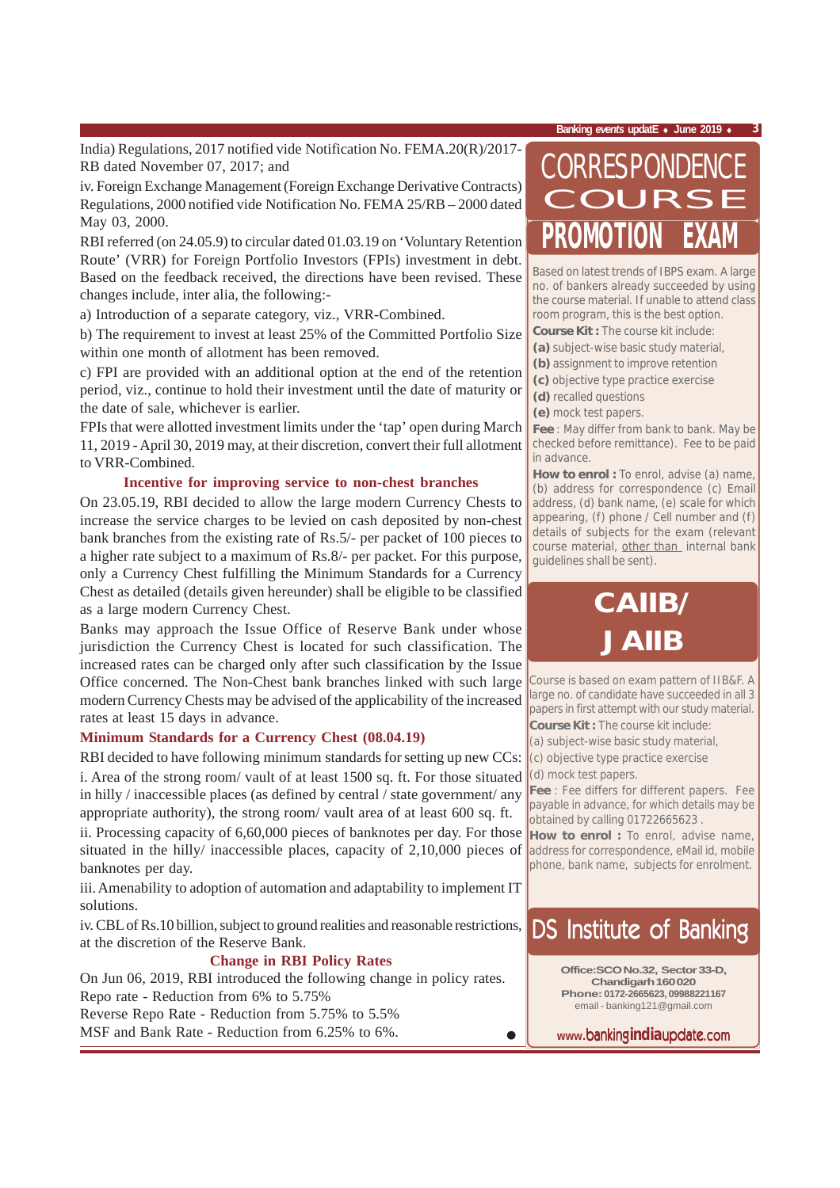India) Regulations, 2017 notified vide Notification No. FEMA.20(R)/2017-RB dated November 07, 2017; and

iv. Foreign Exchange Management (Foreign Exchange Derivative Contracts) Regulations, 2000 notified vide Notification No. FEMA 25/RB – 2000 dated May 03, 2000.

RBI referred (on 24.05.9) to circular dated 01.03.19 on 'Voluntary Retention Route' (VRR) for Foreign Portfolio Investors (FPIs) investment in debt. Based on the feedback received, the directions have been revised. These changes include, inter alia, the following:-

a) Introduction of a separate category, viz., VRR-Combined.

b) The requirement to invest at least 25% of the Committed Portfolio Size within one month of allotment has been removed.

c) FPI are provided with an additional option at the end of the retention period, viz., continue to hold their investment until the date of maturity or the date of sale, whichever is earlier.

FPIs that were allotted investment limits under the 'tap' open during March 11, 2019 - April 30, 2019 may, at their discretion, convert their full allotment to VRR-Combined.

### Incentive for improving service to non-chest branches

On 23.05.19, RBI decided to allow the large modern Currency Chests to increase the service charges to be levied on cash deposited by non-chest bank branches from the existing rate of Rs.5/- per packet of 100 pieces to a higher rate subject to a maximum of Rs.8/- per packet. For this purpose, only a Currency Chest fulfilling the Minimum Standards for a Currency Chest as detailed (details given hereunder) shall be eligible to be classified as a large modern Currency Chest.

Banks may approach the Issue Office of Reserve Bank under whose jurisdiction the Currency Chest is located for such classification. The increased rates can be charged only after such classification by the Issue Office concerned. The Non-Chest bank branches linked with such large modern Currency Chests may be advised of the applicability of the increased rates at least 15 days in advance.

### Minimum Standards for a Currency Chest (08.04.19)

RBI decided to have following minimum standards for setting up new CCs:

i. Area of the strong room/ vault of at least 1500 sq. ft. For those situated in hilly / inaccessible places (as defined by central / state government/ any appropriate authority), the strong room/ vault area of at least 600 sq. ft.

ii. Processing capacity of 6,60,000 pieces of banknotes per day. For those situated in the hilly/ inaccessible places, capacity of 2,10,000 pieces of banknotes per day.

iii. Amenability to adoption of automation and adaptability to implement IT solutions.

iv. CBL of Rs.10 billion, subject to ground realities and reasonable restrictions, at the discretion of the Reserve Bank.

### Change in RBI Policy Rates

On Jun 06, 2019, RBI introduced the following change in policy rates.

Repo rate - Reduction from 6% to 5.75%

Reverse Repo Rate - Reduction from 5.75% to 5.5%

MSF and Bank Rate - Reduction from 6.25% to 6%.

## CORRESPONDENCE COURSE PROMOTION EXAM

Based on latest trends of IBPS exam. A large no. of bankers already succeeded by using the course material. If unable to attend class room program, this is the best option.

**Course Kit :** The course kit include:

**(a)** subject-wise basic study material,

**(b)** assignment to improve retention

**(c)** objective type practice exercise

**(d)** recalled questions

**(e)** mock test papers.

**Fee** : May differ from bank to bank. May be checked before remittance). Fee to be paid in advance.

**How to enrol :** To enrol, advise (a) name, (b) address for correspondence (c) Email address, (d) bank name, (e) scale for which appearing, (f) phone / Cell number and (f) details of subjects for the exam (relevant course material, other than internal bank guidelines shall be sent).

## CAIIB/ JAIIB

Course is based on exam pattern of IIB&F. A large no. of candidate have succeeded in all 3 papers in first attempt with our study material.

**Course Kit :** The course kit include:

(a) subject-wise basic study material,

(c) objective type practice exercise

(d) mock test papers.

**Fee** : Fee differs for different papers. Fee payable in advance, for which details may be obtained by calling 01722665623 .

**How to enrol :** To enrol, advise name, address for correspondence, eMail id, mobile phone, bank name, subjects for enrolment.

## DS Institute of Banking

**Office:SCO No.32, Sector 33-D, Chandigarh 160020**

**Phone: 0172-2665623, 09988221167**

email - banking121@gmail.com

www.bankingindiaupdate.com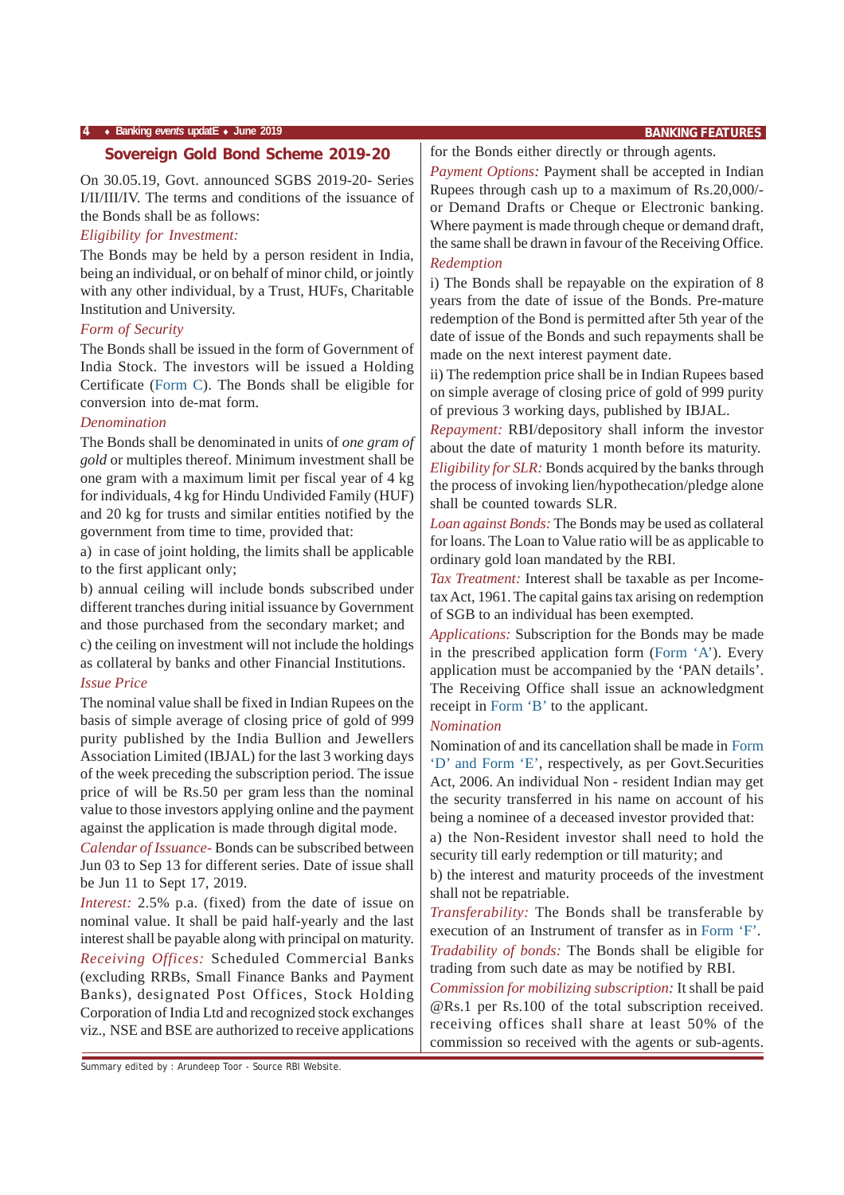## Sovereign Gold Bond Scheme 2019-20

On 30.05.19, Govt. announced SGBS 2019-20- Series I/II/III/IV. The terms and conditions of the issuance of the Bonds shall be as follows:

*Eligibility for Investment:*

The Bonds may be held by a person resident in India, being an individual, or on behalf of minor child, or jointly with any other individual, by a Trust, HUFs, Charitable Institution and University.

*Form of Security*

The Bonds shall be issued in the form of Government of India Stock. The investors will be issued a Holding Certificate (Form C). The Bonds shall be eligible for conversion into de-mat form.

*Denomination*

The Bonds shall be denominated in units of *one gram of gold* or multiples thereof. Minimum investment shall be one gram with a maximum limit per fiscal year of 4 kg for individuals, 4 kg for Hindu Undivided Family (HUF) and 20 kg for trusts and similar entities notified by the government from time to time, provided that:

a) in case of joint holding, the limits shall be applicable to the first applicant only;

b) annual ceiling will include bonds subscribed under different tranches during initial issuance by Government and those purchased from the secondary market; and

c) the ceiling on investment will not include the holdings as collateral by banks and other Financial Institutions.

*Issue Price*

The nominal value shall be fixed in Indian Rupees on the basis of simple average of closing price of gold of 999 purity published by the India Bullion and Jewellers Association Limited (IBJAL) for the last 3 working days of the week preceding the subscription period. The issue price of will be Rs.50 per gram less than the nominal value to those investors applying online and the payment against the application is made through digital mode.

*Calendar of Issuance-* Bonds can be subscribed between Jun 03 to Sep 13 for different series. Date of issue shall be Jun 11 to Sept 17, 2019.

*Interest:* 2.5% p.a. (fixed) from the date of issue on nominal value. It shall be paid half-yearly and the last interest shall be payable along with principal on maturity.

*Receiving Offices:* Scheduled Commercial Banks (excluding RRBs, Small Finance Banks and Payment Banks), designated Post Offices, Stock Holding Corporation of India Ltd and recognized stock exchanges viz., NSE and BSE are authorized to receive applications for the Bonds either directly or through agents.

*Payment Options:* Payment shall be accepted in Indian Rupees through cash up to a maximum of Rs.20,000/- or Demand Drafts or Cheque or Electronic banking. Where payment is made through cheque or demand draft, the same shall be drawn in favour of the Receiving Office.

*Redemption*

i) The Bonds shall be repayable on the expiration of 8 years from the date of issue of the Bonds. Pre-mature redemption of the Bond is permitted after 5th year of the date of issue of the Bonds and such repayments shall be made on the next interest payment date.

ii) The redemption price shall be in Indian Rupees based on simple average of closing price of gold of 999 purity of previous 3 working days, published by IBJAL.

*Repayment:* RBI/depository shall inform the investor about the date of maturity 1 month before its maturity.

*Eligibility for SLR:* Bonds acquired by the banks through the process of invoking lien/hypothecation/pledge alone shall be counted towards SLR.

*Loan against Bonds:* The Bonds may be used as collateral for loans. The Loan to Value ratio will be as applicable to ordinary gold loan mandated by the RBI.

*Tax Treatment:* Interest shall be taxable as per Income-tax Act, 1961. The capital gains tax arising on redemption of SGB to an individual has been exempted.

*Applications:* Subscription for the Bonds may be made in the prescribed application form (Form 'A'). Every application must be accompanied by the 'PAN details'. The Receiving Office shall issue an acknowledgment receipt in Form 'B' to the applicant.

*Nomination*

Nomination of and its cancellation shall be made in Form 'D' and Form 'E', respectively, as per Govt.Securities Act, 2006. An individual Non - resident Indian may get the security transferred in his name on account of his being a nominee of a deceased investor provided that:

a) the Non-Resident investor shall need to hold the security till early redemption or till maturity; and

b) the interest and maturity proceeds of the investment shall not be repatriable.

*Transferability:* The Bonds shall be transferable by execution of an Instrument of transfer as in Form 'F'.

*Tradability of bonds:* The Bonds shall be eligible for trading from such date as may be notified by RBI.

*Commission for mobilizing subscription:* It shall be paid @Rs.1 per Rs.100 of the total subscription received. receiving offices shall share at least 50% of the commission so received with the agents or sub-agents.

Summary edited by : Arundeep Toor - Source RBI Website.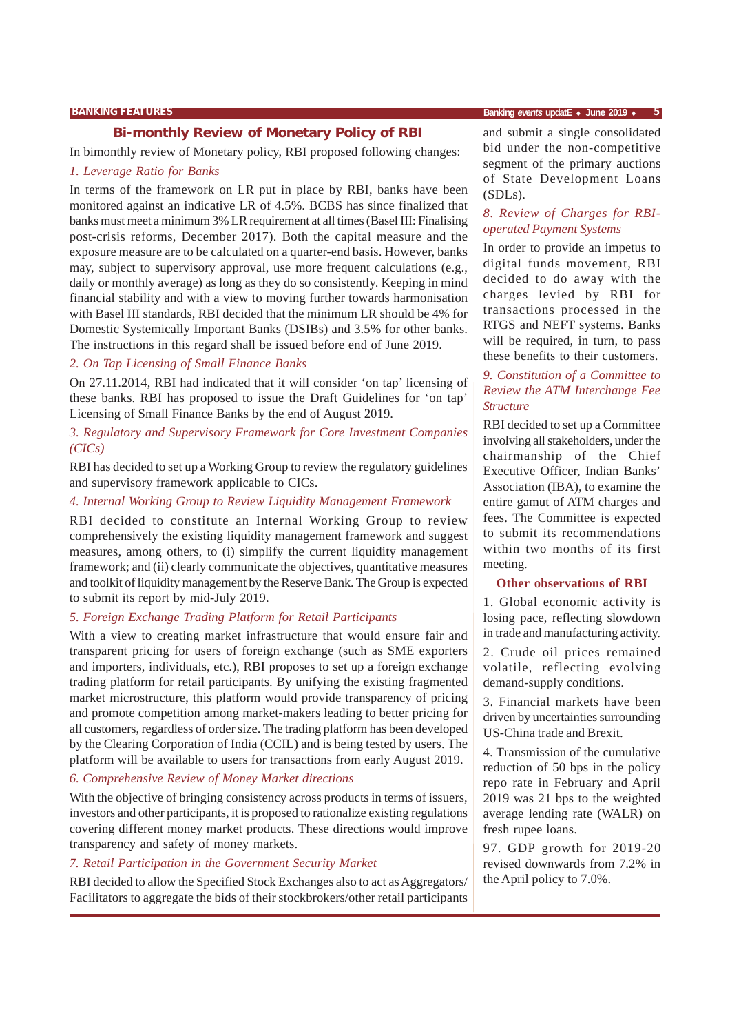## Bi-monthly Review of Monetary Policy of RBI

In bimonthly review of Monetary policy, RBI proposed following changes:

*1. Leverage Ratio for Banks*

In terms of the framework on LR put in place by RBI, banks have been monitored against an indicative LR of 4.5%. BCBS has since finalized that banks must meet a minimum 3% LR requirement at all times (Basel III: Finalising post-crisis reforms, December 2017). Both the capital measure and the exposure measure are to be calculated on a quarter-end basis. However, banks may, subject to supervisory approval, use more frequent calculations (e.g., daily or monthly average) as long as they do so consistently. Keeping in mind financial stability and with a view to moving further towards harmonisation with Basel III standards, RBI decided that the minimum LR should be 4% for Domestic Systemically Important Banks (DSIBs) and 3.5% for other banks. The instructions in this regard shall be issued before end of June 2019.

*2. On Tap Licensing of Small Finance Banks*

On 27.11.2014, RBI had indicated that it will consider 'on tap' licensing of these banks. RBI has proposed to issue the Draft Guidelines for 'on tap' Licensing of Small Finance Banks by the end of August 2019.

*3. Regulatory and Supervisory Framework for Core Investment Companies (CICs)*

RBI has decided to set up a Working Group to review the regulatory guidelines and supervisory framework applicable to CICs.

*4. Internal Working Group to Review Liquidity Management Framework*

RBI decided to constitute an Internal Working Group to review comprehensively the existing liquidity management framework and suggest measures, among others, to (i) simplify the current liquidity management framework; and (ii) clearly communicate the objectives, quantitative measures and toolkit of liquidity management by the Reserve Bank. The Group is expected to submit its report by mid-July 2019.

*5. Foreign Exchange Trading Platform for Retail Participants*

With a view to creating market infrastructure that would ensure fair and transparent pricing for users of foreign exchange (such as SME exporters and importers, individuals, etc.), RBI proposes to set up a foreign exchange trading platform for retail participants. By unifying the existing fragmented market microstructure, this platform would provide transparency of pricing and promote competition among market-makers leading to better pricing for all customers, regardless of order size. The trading platform has been developed by the Clearing Corporation of India (CCIL) and is being tested by users. The platform will be available to users for transactions from early August 2019.

*6. Comprehensive Review of Money Market directions*

With the objective of bringing consistency across products in terms of issuers, investors and other participants, it is proposed to rationalize existing regulations covering different money market products. These directions would improve transparency and safety of money markets.

*7. Retail Participation in the Government Security Market*

RBI decided to allow the Specified Stock Exchanges also to act as Aggregators/ Facilitators to aggregate the bids of their stockbrokers/other retail participants and submit a single consolidated bid under the non-competitive segment of the primary auctions of State Development Loans (SDLs).

*8. Review of Charges for RBI-operated Payment Systems*

In order to provide an impetus to digital funds movement, RBI decided to do away with the charges levied by RBI for transactions processed in the RTGS and NEFT systems. Banks will be required, in turn, to pass these benefits to their customers.

*9. Constitution of a Committee to Review the ATM Interchange Fee Structure*

RBI decided to set up a Committee involving all stakeholders, under the chairmanship of the Chief Executive Officer, Indian Banks' Association (IBA), to examine the entire gamut of ATM charges and fees. The Committee is expected to submit its recommendations within two months of its first meeting.

### Other observations of RBI

1. Global economic activity is losing pace, reflecting slowdown in trade and manufacturing activity.

2. Crude oil prices remained volatile, reflecting evolving demand-supply conditions.

3. Financial markets have been driven by uncertainties surrounding US-China trade and Brexit.

4. Transmission of the cumulative reduction of 50 bps in the policy repo rate in February and April 2019 was 21 bps to the weighted average lending rate (WALR) on fresh rupee loans.

97. GDP growth for 2019-20 revised downwards from 7.2% in the April policy to 7.0%.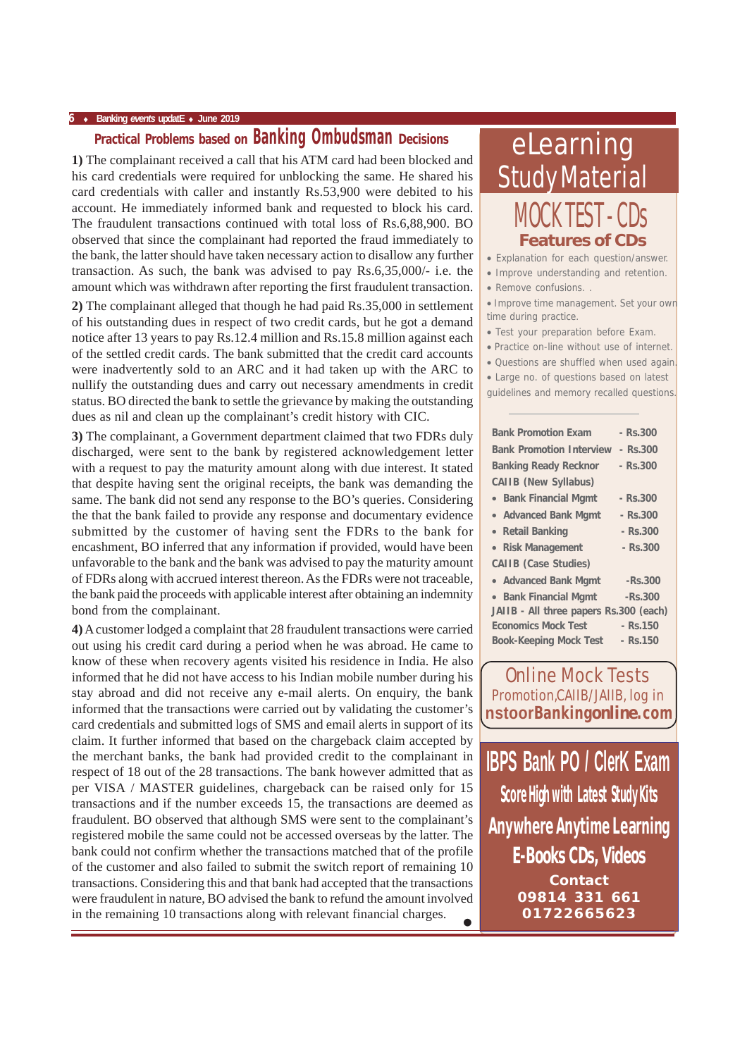## Practical Problems based on Banking Ombudsman Decisions

**1)** The complainant received a call that his ATM card had been blocked and his card credentials were required for unblocking the same. He shared his card credentials with caller and instantly Rs.53,900 were debited to his account. He immediately informed bank and requested to block his card. The fraudulent transactions continued with total loss of Rs.6,88,900. BO observed that since the complainant had reported the fraud immediately to the bank, the latter should have taken necessary action to disallow any further transaction. As such, the bank was advised to pay Rs.6,35,000/- i.e. the amount which was withdrawn after reporting the first fraudulent transaction.

**2)** The complainant alleged that though he had paid Rs.35,000 in settlement of his outstanding dues in respect of two credit cards, but he got a demand notice after 13 years to pay Rs.12.4 million and Rs.15.8 million against each of the settled credit cards. The bank submitted that the credit card accounts were inadvertently sold to an ARC and it had taken up with the ARC to nullify the outstanding dues and carry out necessary amendments in credit status. BO directed the bank to settle the grievance by making the outstanding dues as nil and clean up the complainant's credit history with CIC.

**3)** The complainant, a Government department claimed that two FDRs duly discharged, were sent to the bank by registered acknowledgement letter with a request to pay the maturity amount along with due interest. It stated that despite having sent the original receipts, the bank was demanding the same. The bank did not send any response to the BO's queries. Considering the that the bank failed to provide any response and documentary evidence submitted by the customer of having sent the FDRs to the bank for encashment, BO inferred that any information if provided, would have been unfavorable to the bank and the bank was advised to pay the maturity amount of FDRs along with accrued interest thereon. As the FDRs were not traceable, the bank paid the proceeds with applicable interest after obtaining an indemnity bond from the complainant.

**4)** A customer lodged a complaint that 28 fraudulent transactions were carried out using his credit card during a period when he was abroad. He came to know of these when recovery agents visited his residence in India. He also informed that he did not have access to his Indian mobile number during his stay abroad and did not receive any e-mail alerts. On enquiry, the bank informed that the transactions were carried out by validating the customer's card credentials and submitted logs of SMS and email alerts in support of its claim. It further informed that based on the chargeback claim accepted by the merchant banks, the bank had provided credit to the complainant in respect of 18 out of the 28 transactions. The bank however admitted that as per VISA / MASTER guidelines, chargeback can be raised only for 15 transactions and if the number exceeds 15, the transactions are deemed as fraudulent. BO observed that although SMS were sent to the complainant's registered mobile the same could not be accessed overseas by the latter. The bank could not confirm whether the transactions matched that of the profile of the customer and also failed to submit the switch report of remaining 10 transactions. Considering this and that bank had accepted that the transactions were fraudulent in nature, BO advised the bank to refund the amount involved in the remaining 10 transactions along with relevant financial charges.

---

# eLearning Study Material

## MOCK TEST - CDs

### Features of CDs

- Explanation for each question/answer.
- Improve understanding and retention.
- Remove confusions. .
- Improve time management. Set your own time during practice.
- Test your preparation before Exam.
- Practice on-line without use of internet.
- Questions are shuffled when used again.
- Large no. of questions based on latest guidelines and memory recalled questions.

| | |
|---|---|
| Bank Promotion Exam | - Rs.300 |
| Bank Promotion Interview | - Rs.300 |
| Banking Ready Recknor | - Rs.300 |
| **CAIIB (New Syllabus)** | |
| • Bank Financial Mgmt | - Rs.300 |
| • Advanced Bank Mgmt | - Rs.300 |
| • Retail Banking | - Rs.300 |
| • Risk Management | - Rs.300 |
| **CAIIB (Case Studies)** | |
| • Advanced Bank Mgmt | -Rs.300 |
| • Bank Financial Mgmt | -Rs.300 |
| JAIIB - All three papers | Rs.300 (each) |
| Economics Mock Test | - Rs.150 |
| Book-Keeping Mock Test | - Rs.150 |

**Online Mock Tests**

Promotion,CAIIB/JAIIB, log in **nstoorBankingonline.com**

**IBPS Bank PO / ClerK Exam**

**Score High with Latest Study Kits**

**Anywhere Anytime Learning**

**E-Books CDs, Videos**

**Contact**
**09814 331 661**
**01722665623**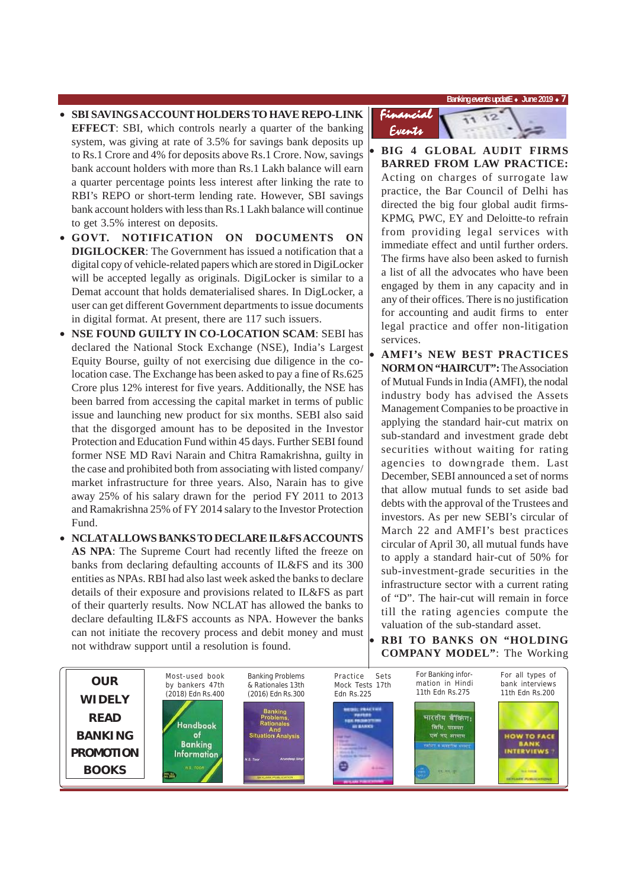- **SBI SAVINGS ACCOUNT HOLDERS TO HAVE REPO-LINK EFFECT**: SBI, which controls nearly a quarter of the banking system, was giving at rate of 3.5% for savings bank deposits up to Rs.1 Crore and 4% for deposits above Rs.1 Crore. Now, savings bank account holders with more than Rs.1 Lakh balance will earn a quarter percentage points less interest after linking the rate to RBI's REPO or short-term lending rate. However, SBI savings bank account holders with less than Rs.1 Lakh balance will continue to get 3.5% interest on deposits.
- **GOVT. NOTIFICATION ON DOCUMENTS ON DIGILOCKER**: The Government has issued a notification that a digital copy of vehicle-related papers which are stored in DigiLocker will be accepted legally as originals. DigiLocker is similar to a Demat account that holds dematerialised shares. In DigLocker, a user can get different Government departments to issue documents in digital format. At present, there are 117 such issuers.
- **NSE FOUND GUILTY IN CO-LOCATION SCAM**: SEBI has declared the National Stock Exchange (NSE), India's Largest Equity Bourse, guilty of not exercising due diligence in the co-location case. The Exchange has been asked to pay a fine of Rs.625 Crore plus 12% interest for five years. Additionally, the NSE has been barred from accessing the capital market in terms of public issue and launching new product for six months. SEBI also said that the disgorged amount has to be deposited in the Investor Protection and Education Fund within 45 days. Further SEBI found former NSE MD Ravi Narain and Chitra Ramakrishna, guilty in the case and prohibited both from associating with listed company/ market infrastructure for three years. Also, Narain has to give away 25% of his salary drawn for the period FY 2011 to 2013 and Ramakrishna 25% of FY 2014 salary to the Investor Protection Fund.
- **NCLAT ALLOWS BANKS TO DECLARE IL&FS ACCOUNTS AS NPA**: The Supreme Court had recently lifted the freeze on banks from declaring defaulting accounts of IL&FS and its 300 entities as NPAs. RBI had also last week asked the banks to declare details of their exposure and provisions related to IL&FS as part of their quarterly results. Now NCLAT has allowed the banks to declare defaulting IL&FS accounts as NPA. However the banks can not initiate the recovery process and debit money and must not withdraw support until a resolution is found.

## Financial Events

- **BIG 4 GLOBAL AUDIT FIRMS BARRED FROM LAW PRACTICE:** Acting on charges of surrogate law practice, the Bar Council of Delhi has directed the big four global audit firms- KPMG, PWC, EY and Deloitte-to refrain from providing legal services with immediate effect and until further orders. The firms have also been asked to furnish a list of all the advocates who have been engaged by them in any capacity and in any of their offices. There is no justification for accounting and audit firms to enter legal practice and offer non-litigation services.
- **AMFI's NEW BEST PRACTICES NORM ON "HAIRCUT":** The Association of Mutual Funds in India (AMFI), the nodal industry body has advised the Assets Management Companies to be proactive in applying the standard hair-cut matrix on sub-standard and investment grade debt securities without waiting for rating agencies to downgrade them. Last December, SEBI announced a set of norms that allow mutual funds to set aside bad debts with the approval of the Trustees and investors. As per new SEBI's circular of March 22 and AMFI's best practices circular of April 30, all mutual funds have to apply a standard hair-cut of 50% for sub-investment-grade securities in the infrastructure sector with a current rating of "D". The hair-cut will remain in force till the rating agencies compute the valuation of the sub-standard asset.
- **RBI TO BANKS ON "HOLDING COMPANY MODEL"**: The Working

**OUR WIDELY READ BANKING PROMOTION BOOKS**

| Most-used book by bankers 47th (2018) Edn Rs.400 | Banking Problems & Rationales 13th (2016) Edn Rs.300 | Practice Sets Mock Tests 17th Edn Rs.225 | For Banking information in Hindi 11th Edn Rs.275 | For all types of bank interviews 11th Edn Rs.200 |
|---|---|---|---|---|
| Handbook of Banking Information | Banking Problems, Rationales And Situation Analysis | | भारतीय बैंकिंग | HOW TO FACE BANK INTERVIEWS ? |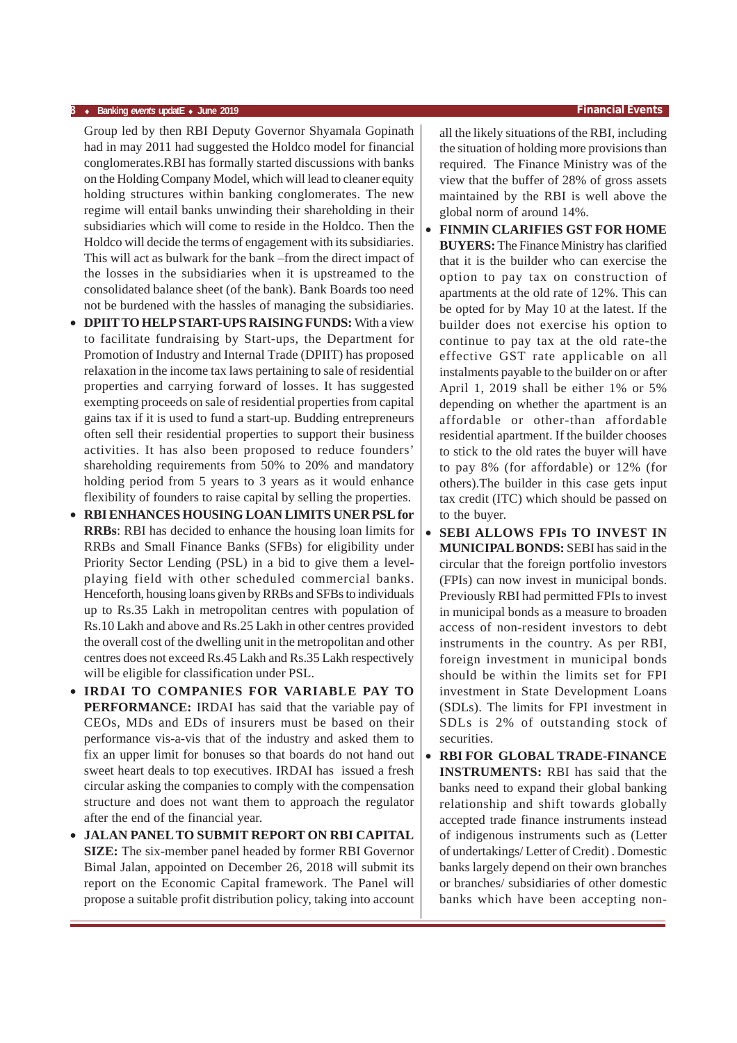Group led by then RBI Deputy Governor Shyamala Gopinath had in may 2011 had suggested the Holdco model for financial conglomerates.RBI has formally started discussions with banks on the Holding Company Model, which will lead to cleaner equity holding structures within banking conglomerates. The new regime will entail banks unwinding their shareholding in their subsidiaries which will come to reside in the Holdco. Then the Holdco will decide the terms of engagement with its subsidiaries. This will act as bulwark for the bank –from the direct impact of the losses in the subsidiaries when it is upstreamed to the consolidated balance sheet (of the bank). Bank Boards too need not be burdened with the hassles of managing the subsidiaries.

- **DPIIT TO HELP START-UPS RAISING FUNDS:** With a view to facilitate fundraising by Start-ups, the Department for Promotion of Industry and Internal Trade (DPIIT) has proposed relaxation in the income tax laws pertaining to sale of residential properties and carrying forward of losses. It has suggested exempting proceeds on sale of residential properties from capital gains tax if it is used to fund a start-up. Budding entrepreneurs often sell their residential properties to support their business activities. It has also been proposed to reduce founders' shareholding requirements from 50% to 20% and mandatory holding period from 5 years to 3 years as it would enhance flexibility of founders to raise capital by selling the properties.
- **RBI ENHANCES HOUSING LOAN LIMITS UNER PSL for RRBs**: RBI has decided to enhance the housing loan limits for RRBs and Small Finance Banks (SFBs) for eligibility under Priority Sector Lending (PSL) in a bid to give them a level-playing field with other scheduled commercial banks. Henceforth, housing loans given by RRBs and SFBs to individuals up to Rs.35 Lakh in metropolitan centres with population of Rs.10 Lakh and above and Rs.25 Lakh in other centres provided the overall cost of the dwelling unit in the metropolitan and other centres does not exceed Rs.45 Lakh and Rs.35 Lakh respectively will be eligible for classification under PSL.
- **IRDAI TO COMPANIES FOR VARIABLE PAY TO PERFORMANCE:** IRDAI has said that the variable pay of CEOs, MDs and EDs of insurers must be based on their performance vis-a-vis that of the industry and asked them to fix an upper limit for bonuses so that boards do not hand out sweet heart deals to top executives. IRDAI has issued a fresh circular asking the companies to comply with the compensation structure and does not want them to approach the regulator after the end of the financial year.
- **JALAN PANEL TO SUBMIT REPORT ON RBI CAPITAL SIZE:** The six-member panel headed by former RBI Governor Bimal Jalan, appointed on December 26, 2018 will submit its report on the Economic Capital framework. The Panel will propose a suitable profit distribution policy, taking into account all the likely situations of the RBI, including the situation of holding more provisions than required. The Finance Ministry was of the view that the buffer of 28% of gross assets maintained by the RBI is well above the global norm of around 14%.
- **FINMIN CLARIFIES GST FOR HOME BUYERS:** The Finance Ministry has clarified that it is the builder who can exercise the option to pay tax on construction of apartments at the old rate of 12%. This can be opted for by May 10 at the latest. If the builder does not exercise his option to continue to pay tax at the old rate-the effective GST rate applicable on all instalments payable to the builder on or after April 1, 2019 shall be either 1% or 5% depending on whether the apartment is an affordable or other-than affordable residential apartment. If the builder chooses to stick to the old rates the buyer will have to pay 8% (for affordable) or 12% (for others).The builder in this case gets input tax credit (ITC) which should be passed on to the buyer.
- **SEBI ALLOWS FPIs TO INVEST IN MUNICIPAL BONDS:** SEBI has said in the circular that the foreign portfolio investors (FPIs) can now invest in municipal bonds. Previously RBI had permitted FPIs to invest in municipal bonds as a measure to broaden access of non-resident investors to debt instruments in the country. As per RBI, foreign investment in municipal bonds should be within the limits set for FPI investment in State Development Loans (SDLs). The limits for FPI investment in SDLs is 2% of outstanding stock of securities.
- **RBI FOR GLOBAL TRADE-FINANCE INSTRUMENTS:** RBI has said that the banks need to expand their global banking relationship and shift towards globally accepted trade finance instruments instead of indigenous instruments such as (Letter of undertakings/ Letter of Credit) . Domestic banks largely depend on their own branches or branches/ subsidiaries of other domestic banks which have been accepting non-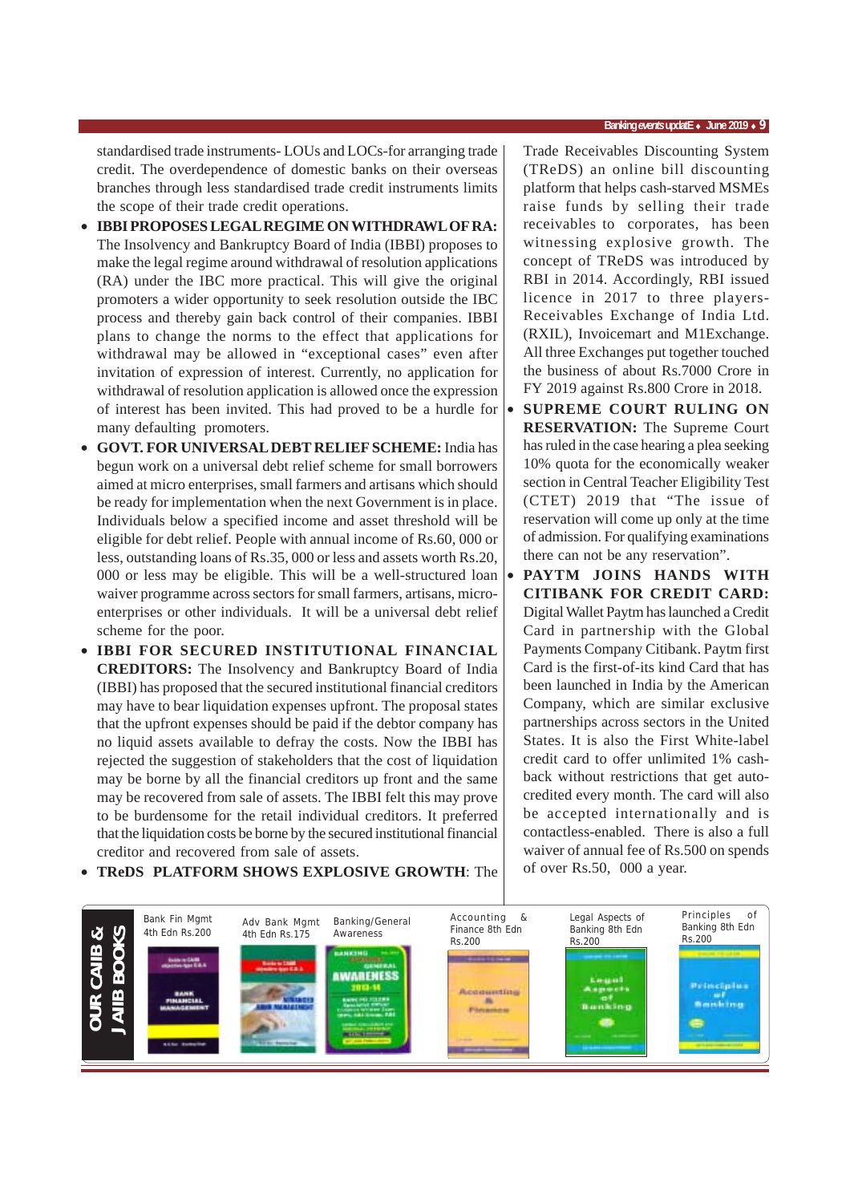standardised trade instruments- LOUs and LOCs-for arranging trade credit. The overdependence of domestic banks on their overseas branches through less standardised trade credit instruments limits the scope of their trade credit operations.

- **IBBI PROPOSES LEGAL REGIME ON WITHDRAWL OF RA:** The Insolvency and Bankruptcy Board of India (IBBI) proposes to make the legal regime around withdrawal of resolution applications (RA) under the IBC more practical. This will give the original promoters a wider opportunity to seek resolution outside the IBC process and thereby gain back control of their companies. IBBI plans to change the norms to the effect that applications for withdrawal may be allowed in "exceptional cases" even after invitation of expression of interest. Currently, no application for withdrawal of resolution application is allowed once the expression of interest has been invited. This had proved to be a hurdle for many defaulting promoters.
- **GOVT. FOR UNIVERSAL DEBT RELIEF SCHEME:** India has begun work on a universal debt relief scheme for small borrowers aimed at micro enterprises, small farmers and artisans which should be ready for implementation when the next Government is in place. Individuals below a specified income and asset threshold will be eligible for debt relief. People with annual income of Rs.60, 000 or less, outstanding loans of Rs.35, 000 or less and assets worth Rs.20, 000 or less may be eligible. This will be a well-structured loan waiver programme across sectors for small farmers, artisans, micro-enterprises or other individuals. It will be a universal debt relief scheme for the poor.
- **IBBI FOR SECURED INSTITUTIONAL FINANCIAL CREDITORS:** The Insolvency and Bankruptcy Board of India (IBBI) has proposed that the secured institutional financial creditors may have to bear liquidation expenses upfront. The proposal states that the upfront expenses should be paid if the debtor company has no liquid assets available to defray the costs. Now the IBBI has rejected the suggestion of stakeholders that the cost of liquidation may be borne by all the financial creditors up front and the same may be recovered from sale of assets. The IBBI felt this may prove to be burdensome for the retail individual creditors. It preferred that the liquidation costs be borne by the secured institutional financial creditor and recovered from sale of assets.
- **TReDS PLATFORM SHOWS EXPLOSIVE GROWTH**: The Trade Receivables Discounting System (TReDS) an online bill discounting platform that helps cash-starved MSMEs raise funds by selling their trade receivables to corporates, has been witnessing explosive growth. The concept of TReDS was introduced by RBI in 2014. Accordingly, RBI issued licence in 2017 to three players-Receivables Exchange of India Ltd. (RXIL), Invoicemart and M1Exchange. All three Exchanges put together touched the business of about Rs.7000 Crore in FY 2019 against Rs.800 Crore in 2018.
- **SUPREME COURT RULING ON RESERVATION:** The Supreme Court has ruled in the case hearing a plea seeking 10% quota for the economically weaker section in Central Teacher Eligibility Test (CTET) 2019 that "The issue of reservation will come up only at the time of admission. For qualifying examinations there can not be any reservation".
- **PAYTM JOINS HANDS WITH CITIBANK FOR CREDIT CARD:** Digital Wallet Paytm has launched a Credit Card in partnership with the Global Payments Company Citibank. Paytm first Card is the first-of-its kind Card that has been launched in India by the American Company, which are similar exclusive partnerships across sectors in the United States. It is also the First White-label credit card to offer unlimited 1% cash-back without restrictions that get auto-credited every month. The card will also be accepted internationally and is contactless-enabled. There is also a full waiver of annual fee of Rs.500 on spends of over Rs.50, 000 a year.

**OUR CAIIB & JAIIB BOOKS**

Bank Fin Mgmt 4th Edn Rs.200 | Adv Bank Mgmt 4th Edn Rs.175 | Banking/General Awareness | Accounting & Finance 8th Edn Rs.200 | Legal Aspects of Banking 8th Edn Rs.200 | Principles of Banking 8th Edn Rs.200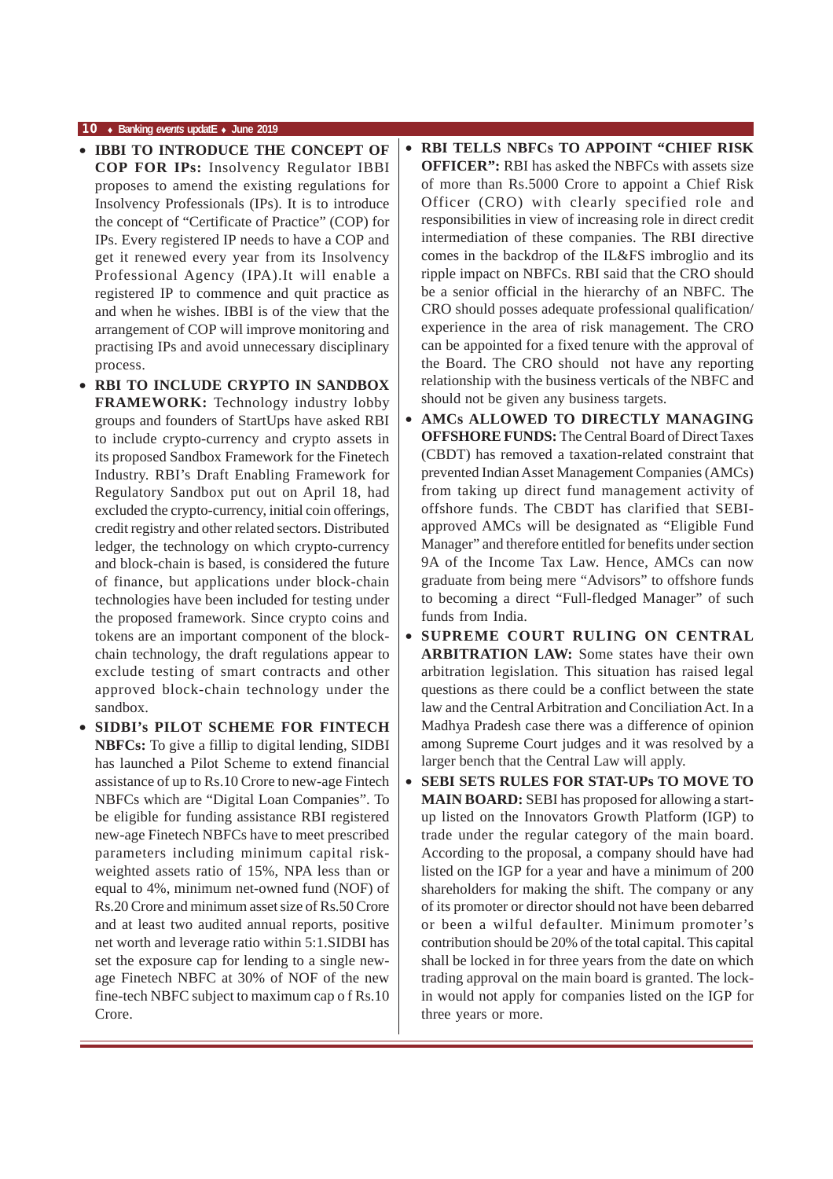- **IBBI TO INTRODUCE THE CONCEPT OF COP FOR IPs:** Insolvency Regulator IBBI proposes to amend the existing regulations for Insolvency Professionals (IPs). It is to introduce the concept of "Certificate of Practice" (COP) for IPs. Every registered IP needs to have a COP and get it renewed every year from its Insolvency Professional Agency (IPA).It will enable a registered IP to commence and quit practice as and when he wishes. IBBI is of the view that the arrangement of COP will improve monitoring and practising IPs and avoid unnecessary disciplinary process.

- **RBI TO INCLUDE CRYPTO IN SANDBOX FRAMEWORK:** Technology industry lobby groups and founders of StartUps have asked RBI to include crypto-currency and crypto assets in its proposed Sandbox Framework for the Finetech Industry. RBI's Draft Enabling Framework for Regulatory Sandbox put out on April 18, had excluded the crypto-currency, initial coin offerings, credit registry and other related sectors. Distributed ledger, the technology on which crypto-currency and block-chain is based, is considered the future of finance, but applications under block-chain technologies have been included for testing under the proposed framework. Since crypto coins and tokens are an important component of the block-chain technology, the draft regulations appear to exclude testing of smart contracts and other approved block-chain technology under the sandbox.

- **SIDBI's PILOT SCHEME FOR FINTECH NBFCs:** To give a fillip to digital lending, SIDBI has launched a Pilot Scheme to extend financial assistance of up to Rs.10 Crore to new-age Fintech NBFCs which are "Digital Loan Companies". To be eligible for funding assistance RBI registered new-age Finetech NBFCs have to meet prescribed parameters including minimum capital risk-weighted assets ratio of 15%, NPA less than or equal to 4%, minimum net-owned fund (NOF) of Rs.20 Crore and minimum asset size of Rs.50 Crore and at least two audited annual reports, positive net worth and leverage ratio within 5:1.SIDBI has set the exposure cap for lending to a single new-age Finetech NBFC at 30% of NOF of the new fine-tech NBFC subject to maximum cap o f Rs.10 Crore.

- **RBI TELLS NBFCs TO APPOINT "CHIEF RISK OFFICER":** RBI has asked the NBFCs with assets size of more than Rs.5000 Crore to appoint a Chief Risk Officer (CRO) with clearly specified role and responsibilities in view of increasing role in direct credit intermediation of these companies. The RBI directive comes in the backdrop of the IL&FS imbroglio and its ripple impact on NBFCs. RBI said that the CRO should be a senior official in the hierarchy of an NBFC. The CRO should posses adequate professional qualification/ experience in the area of risk management. The CRO can be appointed for a fixed tenure with the approval of the Board. The CRO should not have any reporting relationship with the business verticals of the NBFC and should not be given any business targets.

- **AMCs ALLOWED TO DIRECTLY MANAGING OFFSHORE FUNDS:** The Central Board of Direct Taxes (CBDT) has removed a taxation-related constraint that prevented Indian Asset Management Companies (AMCs) from taking up direct fund management activity of offshore funds. The CBDT has clarified that SEBI-approved AMCs will be designated as "Eligible Fund Manager" and therefore entitled for benefits under section 9A of the Income Tax Law. Hence, AMCs can now graduate from being mere "Advisors" to offshore funds to becoming a direct "Full-fledged Manager" of such funds from India.

- **SUPREME COURT RULING ON CENTRAL ARBITRATION LAW:** Some states have their own arbitration legislation. This situation has raised legal questions as there could be a conflict between the state law and the Central Arbitration and Conciliation Act. In a Madhya Pradesh case there was a difference of opinion among Supreme Court judges and it was resolved by a larger bench that the Central Law will apply.

- **SEBI SETS RULES FOR STAT-UPs TO MOVE TO MAIN BOARD:** SEBI has proposed for allowing a start-up listed on the Innovators Growth Platform (IGP) to trade under the regular category of the main board. According to the proposal, a company should have had listed on the IGP for a year and have a minimum of 200 shareholders for making the shift. The company or any of its promoter or director should not have been debarred or been a wilful defaulter. Minimum promoter's contribution should be 20% of the total capital. This capital shall be locked in for three years from the date on which trading approval on the main board is granted. The lock-in would not apply for companies listed on the IGP for three years or more.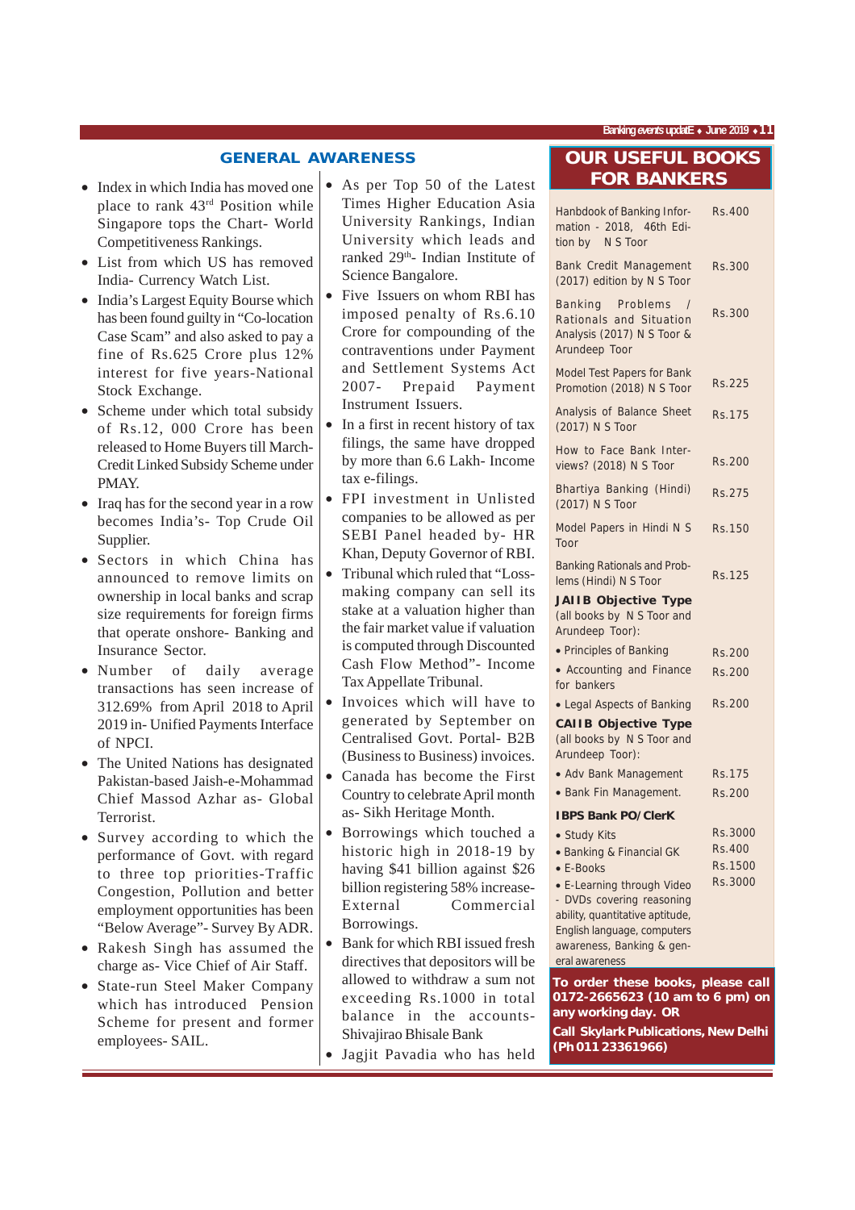## GENERAL AWARENESS

- Index in which India has moved one place to rank 43rd Position while Singapore tops the Chart- World Competitiveness Rankings.
- List from which US has removed India- Currency Watch List.
- India's Largest Equity Bourse which has been found guilty in "Co-location Case Scam" and also asked to pay a fine of Rs.625 Crore plus 12% interest for five years-National Stock Exchange.
- Scheme under which total subsidy of Rs.12, 000 Crore has been released to Home Buyers till March- Credit Linked Subsidy Scheme under PMAY.
- Iraq has for the second year in a row becomes India's- Top Crude Oil Supplier.
- Sectors in which China has announced to remove limits on ownership in local banks and scrap size requirements for foreign firms that operate onshore- Banking and Insurance Sector.
- Number of daily average transactions has seen increase of 312.69% from April 2018 to April 2019 in- Unified Payments Interface of NPCI.
- The United Nations has designated Pakistan-based Jaish-e-Mohammad Chief Massod Azhar as- Global Terrorist.
- Survey according to which the performance of Govt. with regard to three top priorities-Traffic Congestion, Pollution and better employment opportunities has been "Below Average"- Survey By ADR.
- Rakesh Singh has assumed the charge as- Vice Chief of Air Staff.
- State-run Steel Maker Company which has introduced Pension Scheme for present and former employees- SAIL.
- As per Top 50 of the Latest Times Higher Education Asia University Rankings, Indian University which leads and ranked 29th- Indian Institute of Science Bangalore.
- Five Issuers on whom RBI has imposed penalty of Rs.6.10 Crore for compounding of the contraventions under Payment and Settlement Systems Act 2007- Prepaid Payment Instrument Issuers.
- In a first in recent history of tax filings, the same have dropped by more than 6.6 Lakh- Income tax e-filings.
- FPI investment in Unlisted companies to be allowed as per SEBI Panel headed by- HR Khan, Deputy Governor of RBI.
- Tribunal which ruled that "Loss-making company can sell its stake at a valuation higher than the fair market value if valuation is computed through Discounted Cash Flow Method"- Income Tax Appellate Tribunal.
- Invoices which will have to generated by September on Centralised Govt. Portal- B2B (Business to Business) invoices.
- Canada has become the First Country to celebrate April month as- Sikh Heritage Month.
- Borrowings which touched a historic high in 2018-19 by having $41 billion against $26 billion registering 58% increase- External Commercial Borrowings.
- Bank for which RBI issued fresh directives that depositors will be allowed to withdraw a sum not exceeding Rs.1000 in total balance in the accounts- Shivajirao Bhisale Bank
- Jagjit Pavadia who has held

## OUR USEFUL BOOKS FOR BANKERS

| Book | Price |
|---|---|
| Hanbdook of Banking Information - 2018, 46th Edition by N S Toor | Rs.400 |
| Bank Credit Management (2017) edition by N S Toor | Rs.300 |
| Banking Problems / Rationals and Situation Analysis (2017) N S Toor & Arundeep Toor | Rs.300 |
| Model Test Papers for Bank Promotion (2018) N S Toor | Rs.225 |
| Analysis of Balance Sheet (2017) N S Toor | Rs.175 |
| How to Face Bank Interviews? (2018) N S Toor | Rs.200 |
| Bhartiya Banking (Hindi) (2017) N S Toor | Rs.275 |
| Model Papers in Hindi N S Toor | Rs.150 |
| Banking Rationals and Problems (Hindi) N S Toor | Rs.125 |
| **JAIIB Objective Type** (all books by N S Toor and Arundeep Toor): | |
| • Principles of Banking | Rs.200 |
| • Accounting and Finance for bankers | Rs.200 |
| • Legal Aspects of Banking | Rs.200 |
| **CAIIB Objective Type** (all books by N S Toor and Arundeep Toor): | |
| • Adv Bank Management | Rs.175 |
| • Bank Fin Management. | Rs.200 |
| **IBPS Bank PO/ClerK** | |
| • Study Kits | Rs.3000 |
| • Banking & Financial GK | Rs.400 |
| • E-Books | Rs.1500 |
| • E-Learning through Video - DVDs covering reasoning ability, quantitative aptitude, English language, computers awareness, Banking & general awareness | Rs.3000 |

**To order these books, please call 0172-2665623 (10 am to 6 pm) on any working day. OR**

**Call Skylark Publications, New Delhi (Ph 011 23361966)**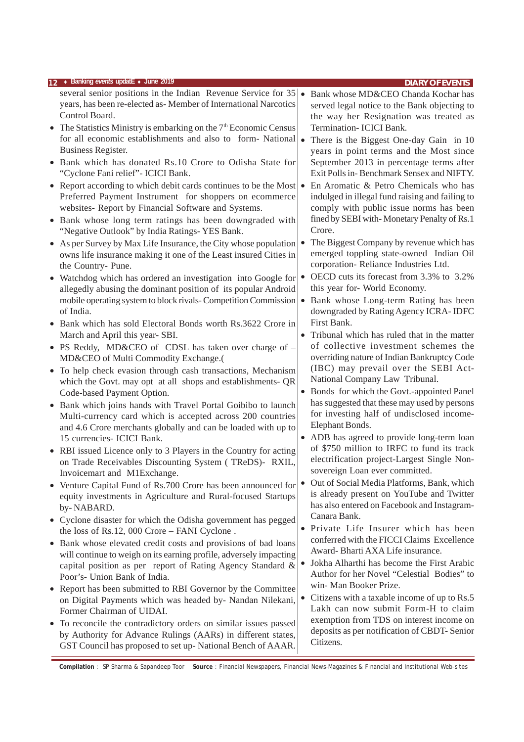several senior positions in the Indian Revenue Service for 35 years, has been re-elected as- Member of International Narcotics Control Board.

- The Statistics Ministry is embarking on the 7th Economic Census for all economic establishments and also to form- National Business Register.
- Bank which has donated Rs.10 Crore to Odisha State for "Cyclone Fani relief"- ICICI Bank.
- Report according to which debit cards continues to be the Most Preferred Payment Instrument for shoppers on ecommerce websites- Report by Financial Software and Systems.
- Bank whose long term ratings has been downgraded with "Negative Outlook" by India Ratings- YES Bank.
- As per Survey by Max Life Insurance, the City whose population owns life insurance making it one of the Least insured Cities in the Country- Pune.
- Watchdog which has ordered an investigation into Google for allegedly abusing the dominant position of its popular Android mobile operating system to block rivals- Competition Commission of India.
- Bank which has sold Electoral Bonds worth Rs.3622 Crore in March and April this year- SBI.
- PS Reddy, MD&CEO of CDSL has taken over charge of – MD&CEO of Multi Commodity Exchange.(
- To help check evasion through cash transactions, Mechanism which the Govt. may opt at all shops and establishments- QR Code-based Payment Option.
- Bank which joins hands with Travel Portal Goibibo to launch Multi-currency card which is accepted across 200 countries and 4.6 Crore merchants globally and can be loaded with up to 15 currencies- ICICI Bank.
- RBI issued Licence only to 3 Players in the Country for acting on Trade Receivables Discounting System ( TReDS)- RXIL, Invoicemart and M1Exchange.
- Venture Capital Fund of Rs.700 Crore has been announced for equity investments in Agriculture and Rural-focused Startups by- NABARD.
- Cyclone disaster for which the Odisha government has pegged the loss of Rs.12, 000 Crore – FANI Cyclone .
- Bank whose elevated credit costs and provisions of bad loans will continue to weigh on its earning profile, adversely impacting capital position as per report of Rating Agency Standard & Poor's- Union Bank of India.
- Report has been submitted to RBI Governor by the Committee on Digital Payments which was headed by- Nandan Nilekani, Former Chairman of UIDAI.
- To reconcile the contradictory orders on similar issues passed by Authority for Advance Rulings (AARs) in different states, GST Council has proposed to set up- National Bench of AAAR.
- Bank whose MD&CEO Chanda Kochar has served legal notice to the Bank objecting to the way her Resignation was treated as Termination- ICICI Bank.
- There is the Biggest One-day Gain in 10 years in point terms and the Most since September 2013 in percentage terms after Exit Polls in- Benchmark Sensex and NIFTY.
- En Aromatic & Petro Chemicals who has indulged in illegal fund raising and failing to comply with public issue norms has been fined by SEBI with- Monetary Penalty of Rs.1 Crore.
- The Biggest Company by revenue which has emerged toppling state-owned Indian Oil corporation- Reliance Industries Ltd.
- OECD cuts its forecast from 3.3% to 3.2% this year for- World Economy.
- Bank whose Long-term Rating has been downgraded by Rating Agency ICRA- IDFC First Bank.
- Tribunal which has ruled that in the matter of collective investment schemes the overriding nature of Indian Bankruptcy Code (IBC) may prevail over the SEBI Act- National Company Law Tribunal.
- Bonds for which the Govt.-appointed Panel has suggested that these may used by persons for investing half of undisclosed income- Elephant Bonds.
- ADB has agreed to provide long-term loan of $750 million to IRFC to fund its track electrification project-Largest Single Non-sovereign Loan ever committed.
- Out of Social Media Platforms, Bank, which is already present on YouTube and Twitter has also entered on Facebook and Instagram- Canara Bank.
- Private Life Insurer which has been conferred with the FICCI Claims Excellence Award- Bharti AXA Life insurance.
- Jokha Alharthi has become the First Arabic Author for her Novel "Celestial Bodies" to win- Man Booker Prize.
- Citizens with a taxable income of up to Rs.5 Lakh can now submit Form-H to claim exemption from TDS on interest income on deposits as per notification of CBDT- Senior Citizens.

**Compilation** : SP Sharma & Sapandeep Toor **Source** : Financial Newspapers, Financial News-Magazines & Financial and Institutional Web-sites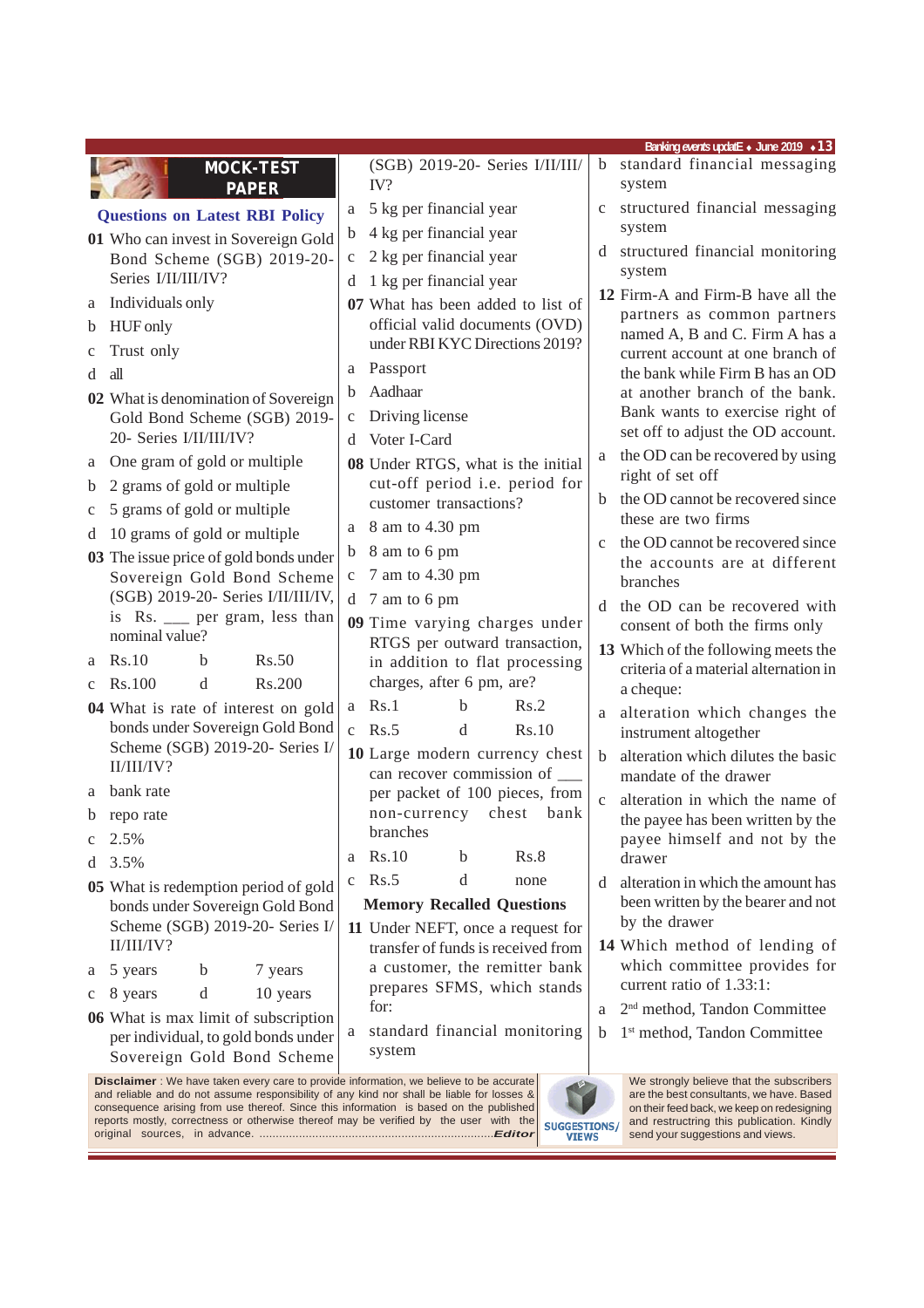## MOCK-TEST PAPER

### Questions on Latest RBI Policy

**01** Who can invest in Sovereign Gold Bond Scheme (SGB) 2019-20- Series I/II/III/IV?

a Individuals only
b HUF only
c Trust only
d all

**02** What is denomination of Sovereign Gold Bond Scheme (SGB) 2019-20- Series I/II/III/IV?

a One gram of gold or multiple
b 2 grams of gold or multiple
c 5 grams of gold or multiple
d 10 grams of gold or multiple

**03** The issue price of gold bonds under Sovereign Gold Bond Scheme (SGB) 2019-20- Series I/II/III/IV, is Rs. ___ per gram, less than nominal value?

a Rs.10 b Rs.50
c Rs.100 d Rs.200

**04** What is rate of interest on gold bonds under Sovereign Gold Bond Scheme (SGB) 2019-20- Series I/II/III/IV?

a bank rate
b repo rate
c 2.5%
d 3.5%

**05** What is redemption period of gold bonds under Sovereign Gold Bond Scheme (SGB) 2019-20- Series I/II/III/IV?

a 5 years b 7 years
c 8 years d 10 years

**06** What is max limit of subscription per individual, to gold bonds under Sovereign Gold Bond Scheme (SGB) 2019-20- Series I/II/III/IV?

a 5 kg per financial year
b 4 kg per financial year
c 2 kg per financial year
d 1 kg per financial year

**07** What has been added to list of official valid documents (OVD) under RBI KYC Directions 2019?

a Passport
b Aadhaar
c Driving license
d Voter I-Card

**08** Under RTGS, what is the initial cut-off period i.e. period for customer transactions?

a 8 am to 4.30 pm
b 8 am to 6 pm
c 7 am to 4.30 pm
d 7 am to 6 pm

**09** Time varying charges under RTGS per outward transaction, in addition to flat processing charges, after 6 pm, are?

a Rs.1 b Rs.2
c Rs.5 d Rs.10

**10** Large modern currency chest can recover commission of ___ per packet of 100 pieces, from non-currency chest bank branches

a Rs.10 b Rs.8
c Rs.5 d none

### Memory Recalled Questions

**11** Under NEFT, once a request for transfer of funds is received from a customer, the remitter bank prepares SFMS, which stands for:

a standard financial monitoring system
b standard financial messaging system
c structured financial messaging system
d structured financial monitoring system

**12** Firm-A and Firm-B have all the partners as common partners named A, B and C. Firm A has a current account at one branch of the bank while Firm B has an OD at another branch of the bank. Bank wants to exercise right of set off to adjust the OD account.

a the OD can be recovered by using right of set off
b the OD cannot be recovered since these are two firms
c the OD cannot be recovered since the accounts are at different branches
d the OD can be recovered with consent of both the firms only

**13** Which of the following meets the criteria of a material alternation in a cheque:

a alteration which changes the instrument altogether
b alteration which dilutes the basic mandate of the drawer
c alteration in which the name of the payee has been written by the payee himself and not by the drawer
d alteration in which the amount has been written by the bearer and not by the drawer

**14** Which method of lending of which committee provides for current ratio of 1.33:1:

a 2nd method, Tandon Committee
b 1st method, Tandon Committee

**Disclaimer** : We have taken every care to provide information, we believe to be accurate and reliable and do not assume responsibility of any kind nor shall be liable for losses & consequence arising from use thereof. Since this information is based on the published reports mostly, correctness or otherwise thereof may be verified by the user with the original sources, in advance. ......................................................................***Editor***

**SUGGESTIONS/ VIEWS**

We strongly believe that the subscribers are the best consultants, we have. Based on their feed back, we keep on redesigning and restructring this publication. Kindly send your suggestions and views.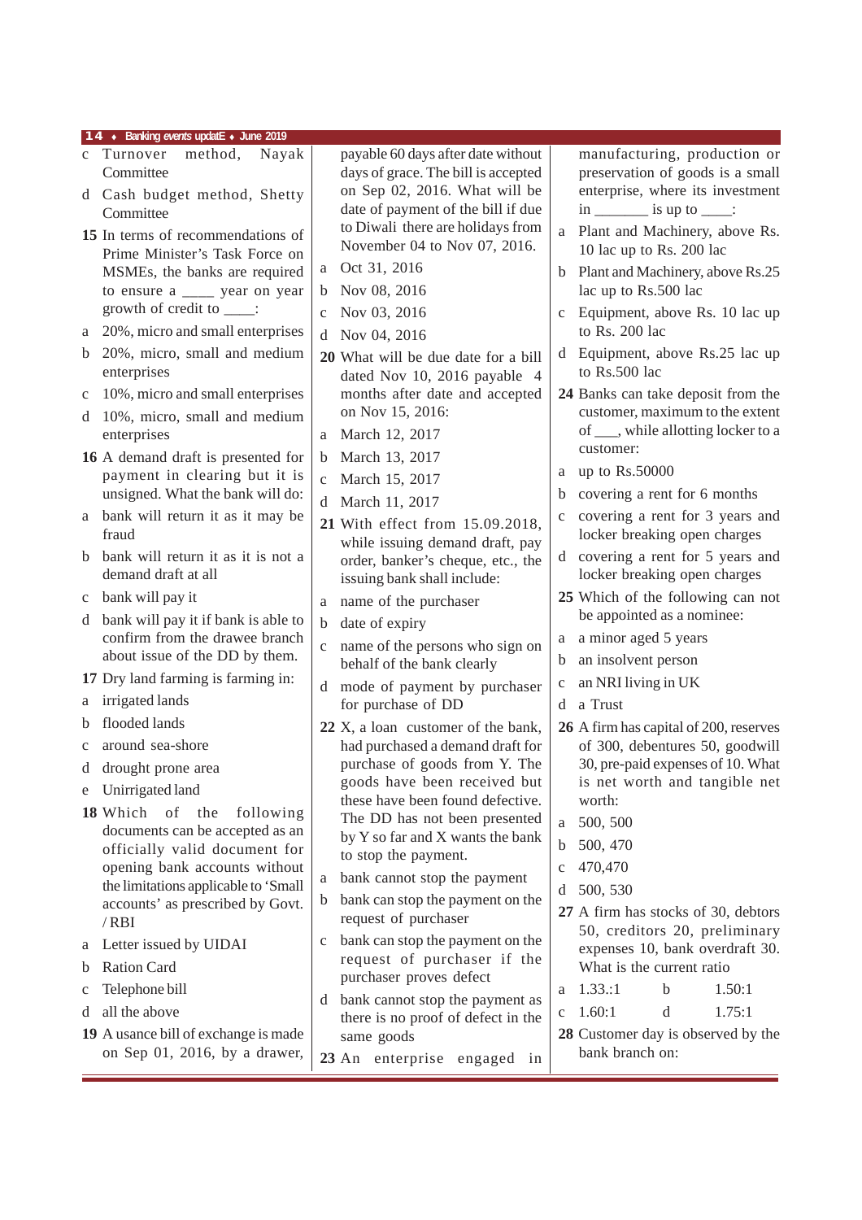c Turnover method, Nayak Committee

d Cash budget method, Shetty Committee

**15** In terms of recommendations of Prime Minister's Task Force on MSMEs, the banks are required to ensure a ____ year on year growth of credit to ____:

a 20%, micro and small enterprises

b 20%, micro, small and medium enterprises

c 10%, micro and small enterprises

d 10%, micro, small and medium enterprises

**16** A demand draft is presented for payment in clearing but it is unsigned. What the bank will do:

a bank will return it as it may be fraud

b bank will return it as it is not a demand draft at all

c bank will pay it

d bank will pay it if bank is able to confirm from the drawee branch about issue of the DD by them.

**17** Dry land farming is farming in:

a irrigated lands

b flooded lands

c around sea-shore

d drought prone area

e Unirrigated land

**18** Which of the following documents can be accepted as an officially valid document for opening bank accounts without the limitations applicable to 'Small accounts' as prescribed by Govt. / RBI

a Letter issued by UIDAI

b Ration Card

c Telephone bill

d all the above

**19** A usance bill of exchange is made on Sep 01, 2016, by a drawer, payable 60 days after date without days of grace. The bill is accepted on Sep 02, 2016. What will be date of payment of the bill if due to Diwali there are holidays from November 04 to Nov 07, 2016.

a Oct 31, 2016

b Nov 08, 2016

c Nov 03, 2016

d Nov 04, 2016

**20** What will be due date for a bill dated Nov 10, 2016 payable 4 months after date and accepted on Nov 15, 2016:

a March 12, 2017

b March 13, 2017

c March 15, 2017

d March 11, 2017

**21** With effect from 15.09.2018, while issuing demand draft, pay order, banker's cheque, etc., the issuing bank shall include:

a name of the purchaser

b date of expiry

c name of the persons who sign on behalf of the bank clearly

d mode of payment by purchaser for purchase of DD

**22** X, a loan customer of the bank, had purchased a demand draft for purchase of goods from Y. The goods have been received but these have been found defective. The DD has not been presented by Y so far and X wants the bank to stop the payment.

a bank cannot stop the payment

b bank can stop the payment on the request of purchaser

c bank can stop the payment on the request of purchaser if the purchaser proves defect

d bank cannot stop the payment as there is no proof of defect in the same goods

**23** An enterprise engaged in manufacturing, production or preservation of goods is a small enterprise, where its investment in _______ is up to ____:

a Plant and Machinery, above Rs. 10 lac up to Rs. 200 lac

b Plant and Machinery, above Rs.25 lac up to Rs.500 lac

c Equipment, above Rs. 10 lac up to Rs. 200 lac

d Equipment, above Rs.25 lac up to Rs.500 lac

**24** Banks can take deposit from the customer, maximum to the extent of ___, while allotting locker to a customer:

a up to Rs.50000

b covering a rent for 6 months

c covering a rent for 3 years and locker breaking open charges

d covering a rent for 5 years and locker breaking open charges

**25** Which of the following can not be appointed as a nominee:

a a minor aged 5 years

b an insolvent person

c an NRI living in UK

d a Trust

**26** A firm has capital of 200, reserves of 300, debentures 50, goodwill 30, pre-paid expenses of 10. What is net worth and tangible net worth:

a 500, 500

b 500, 470

c 470,470

d 500, 530

**27** A firm has stocks of 30, debtors 50, creditors 20, preliminary expenses 10, bank overdraft 30. What is the current ratio

a 1.33.:1   b 1.50:1

c 1.60:1   d 1.75:1

**28** Customer day is observed by the bank branch on: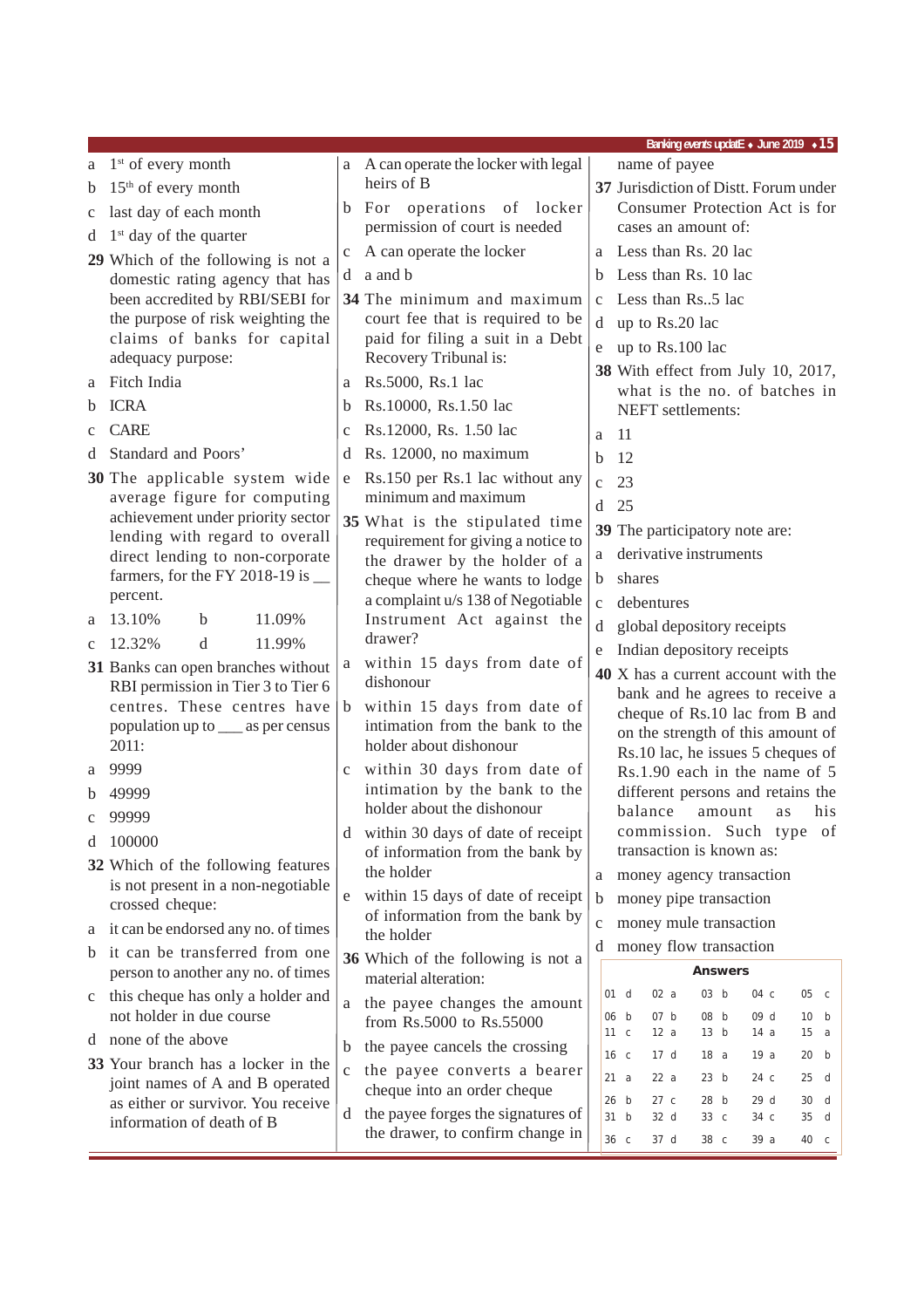a 1st of every month

b 15th of every month

c last day of each month

d 1st day of the quarter

**29** Which of the following is not a domestic rating agency that has been accredited by RBI/SEBI for the purpose of risk weighting the claims of banks for capital adequacy purpose:

a Fitch India

b ICRA

c CARE

d Standard and Poors'

**30** The applicable system wide average figure for computing achievement under priority sector lending with regard to overall direct lending to non-corporate farmers, for the FY 2018-19 is __ percent.

a 13.10% b 11.09%

c 12.32% d 11.99%

**31** Banks can open branches without RBI permission in Tier 3 to Tier 6 centres. These centres have population up to ___ as per census 2011:

a 9999

b 49999

c 99999

d 100000

**32** Which of the following features is not present in a non-negotiable crossed cheque:

a it can be endorsed any no. of times

b it can be transferred from one person to another any no. of times

c this cheque has only a holder and not holder in due course

d none of the above

**33** Your branch has a locker in the joint names of A and B operated as either or survivor. You receive information of death of B

a A can operate the locker with legal heirs of B

b For operations of locker permission of court is needed

c A can operate the locker

d a and b

**34** The minimum and maximum court fee that is required to be paid for filing a suit in a Debt Recovery Tribunal is:

a Rs.5000, Rs.1 lac

b Rs.10000, Rs.1.50 lac

c Rs.12000, Rs. 1.50 lac

d Rs. 12000, no maximum

e Rs.150 per Rs.1 lac without any minimum and maximum

**35** What is the stipulated time requirement for giving a notice to the drawer by the holder of a cheque where he wants to lodge a complaint u/s 138 of Negotiable Instrument Act against the drawer?

a within 15 days from date of dishonour

b within 15 days from date of intimation from the bank to the holder about dishonour

c within 30 days from date of intimation by the bank to the holder about the dishonour

d within 30 days of date of receipt of information from the bank by the holder

e within 15 days of date of receipt of information from the bank by the holder

**36** Which of the following is not a material alteration:

a the payee changes the amount from Rs.5000 to Rs.55000

b the payee cancels the crossing

c the payee converts a bearer cheque into an order cheque

d the payee forges the signatures of the drawer, to confirm change in name of payee

**37** Jurisdiction of Distt. Forum under Consumer Protection Act is for cases an amount of:

a Less than Rs. 20 lac

b Less than Rs. 10 lac

c Less than Rs..5 lac

d up to Rs.20 lac

e up to Rs.100 lac

**38** With effect from July 10, 2017, what is the no. of batches in NEFT settlements:

a 11

b 12

c 23

d 25

**39** The participatory note are:

a derivative instruments

b shares

c debentures

d global depository receipts

e Indian depository receipts

**40** X has a current account with the bank and he agrees to receive a cheque of Rs.10 lac from B and on the strength of this amount of Rs.10 lac, he issues 5 cheques of Rs.1.90 each in the name of 5 different persons and retains the balance amount as his commission. Such type of transaction is known as:

a money agency transaction

b money pipe transaction

c money mule transaction

d money flow transaction

**Answers**

| | | | | |
|---|---|---|---|---|
| 01 d | 02 a | 03 b | 04 c | 05 c |
| 06 b | 07 b | 08 b | 09 d | 10 b |
| 11 c | 12 a | 13 b | 14 a | 15 a |
| 16 c | 17 d | 18 a | 19 a | 20 b |
| 21 a | 22 a | 23 b | 24 c | 25 d |
| 26 b | 27 c | 28 b | 29 d | 30 d |
| 31 b | 32 d | 33 c | 34 c | 35 d |
| 36 c | 37 d | 38 c | 39 a | 40 c |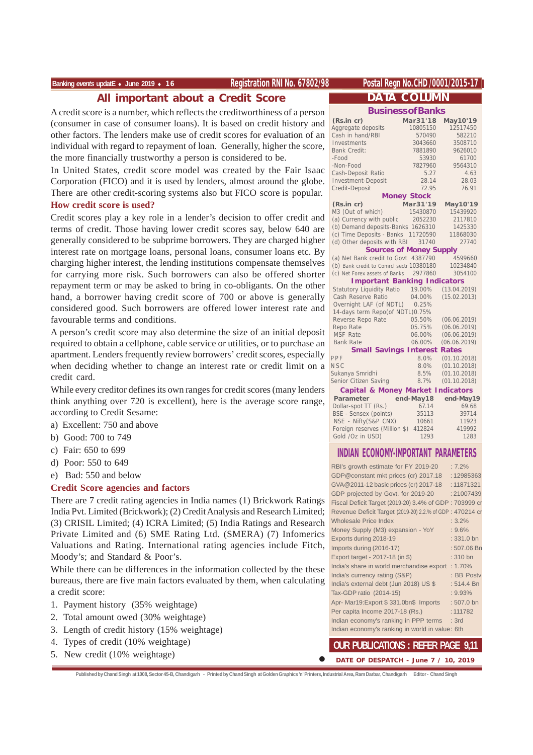## All important about a Credit Score

A credit score is a number, which reflects the creditworthiness of a person (consumer in case of consumer loans). It is based on credit history and other factors. The lenders make use of credit scores for evaluation of an individual with regard to repayment of loan. Generally, higher the score, the more financially trustworthy a person is considered to be.

In United States, credit score model was created by the Fair Isaac Corporation (FICO) and it is used by lenders, almost around the globe. There are other credit-scoring systems also but FICO score is popular.

### How credit score is used?

Credit scores play a key role in a lender's decision to offer credit and terms of credit. Those having lower credit scores say, below 640 are generally considered to be subprime borrowers. They are charged higher interest rate on mortgage loans, personal loans, consumer loans etc. By charging higher interest, the lending institutions compensate themselves for carrying more risk. Such borrowers can also be offered shorter repayment term or may be asked to bring in co-obligants. On the other hand, a borrower having credit score of 700 or above is generally considered good. Such borrowers are offered lower interest rate and favourable terms and conditions.

A person's credit score may also determine the size of an initial deposit required to obtain a cellphone, cable service or utilities, or to purchase an apartment. Lenders frequently review borrowers' credit scores, especially when deciding whether to change an interest rate or credit limit on a credit card.

While every creditor defines its own ranges for credit scores (many lenders think anything over 720 is excellent), here is the average score range, according to Credit Sesame:

a) Excellent: 750 and above

b) Good: 700 to 749

c) Fair: 650 to 699

d) Poor: 550 to 649

e) Bad: 550 and below

### Credit Score agencies and factors

There are 7 credit rating agencies in India names (1) Brickwork Ratings India Pvt. Limited (Brickwork); (2) Credit Analysis and Research Limited; (3) CRISIL Limited; (4) ICRA Limited; (5) India Ratings and Research Private Limited and (6) SME Rating Ltd. (SMERA) (7) Infomerics Valuations and Rating. International rating agencies include Fitch, Moody's; and Standard & Poor's.

While there can be differences in the information collected by the these bureaus, there are five main factors evaluated by them, when calculating a credit score:

1. Payment history (35% weightage)
2. Total amount owed (30% weightage)
3. Length of credit history (15% weightage)
4. Types of credit (10% weightage)
5. New credit (10% weightage)

## DATA COLUMN

### Business of Banks

| (Rs.in cr) | Mar31'18 | May10'19 |
|---|---|---|
| Aggregate deposits | 10805150 | 12517450 |
| Cash in hand/RBI | 570490 | 582210 |
| Investments | 3043660 | 3508710 |
| Bank Credit: | 7881890 | 9626010 |
| -Food | 53930 | 61700 |
| -Non-Food | 7827960 | 9564310 |
| Cash-Deposit Ratio | 5.27 | 4.63 |
| Investment-Deposit | 28.14 | 28.03 |
| Credit-Deposit | 72.95 | 76.91 |

### Money Stock

| (Rs.in cr) | Mar31'19 | May10'19 |
|---|---|---|
| M3 (Out of which) | 15430870 | 15439920 |
| (a) Currency with public | 2052230 | 2117810 |
| (b) Demand deposits-Banks | 1626310 | 1425330 |
| (c) Time Deposits - Banks | 11720590 | 11868030 |
| (d) Other deposits with RBI | 31740 | 27740 |

### Sources of Money Supply

| | | |
|---|---|---|
| (a) Net Bank credit to Govt | 4387790 | 4599660 |
| (b) Bank credit to Comrcl sectr | 10380180 | 10234840 |
| (c) Net Forex assets of Banks | 2977860 | 3054100 |

### Important Banking Indicators

| | | |
|---|---|---|
| Statutory Liquidity Ratio | 19.00% | (13.04.2019) |
| Cash Reserve Ratio | 04.00% | (15.02.2013) |
| Overnight LAF (of NDTL) | 0.25% | |
| 14-days term Repo(of NDTL) | 0.75% | |
| Reverse Repo Rate | 05.50% | (06.06.2019) |
| Repo Rate | 05.75% | (06.06.2019) |
| MSF Rate | 06.00% | (06.06.2019) |
| Bank Rate | 06.00% | (06.06.2019) |

### Small Savings Interest Rates

| | | |
|---|---|---|
| PPF | 8.0% | (01.10.2018) |
| NSC | 8.0% | (01.10.2018) |
| Sukanya Smridhi | 8.5% | (01.10.2018) |
| Senior Citizen Saving | 8.7% | (01.10.2018) |

### Capital & Money Market Indicators

| Parameter | end-May18 | end-May19 |
|---|---|---|
| Dollar-spot TT (Rs.) | 67.14 | 69.68 |
| BSE - Sensex (points) | 35113 | 39714 |
| NSE - Nifty(S&P CNX) | 10661 | 11923 |
| Foreign reserves (Million $) | 412824 | 419992 |
| Gold /Oz in USD) | 1293 | 1283 |

## INDIAN ECONOMY-IMPORTANT PARAMETERS

| | |
|---|---|
| RBI's growth estimate for FY 2019-20 | : 7.2% |
| GDP@constant mkt prices (cr) 2017.18 | : 12985363 |
| GVA@2011-12 basic prices (cr) 2017-18 | : 11871321 |
| GDP projected by Govt. for 2019-20 | : 21007439 |
| Fiscal Deficit Target (2019-20) 3.4% of GDP | : 703999 cr |
| Revenue Deficit Target (2019-20) 2.2% of GDP | : 470214 cr |
| Wholesale Price Index | : 3.2% |
| Money Supply (M3) expansion - YoY | : 9.6% |
| Exports during 2018-19 | : 331.0 bn |
| Imports during (2016-17) | : 507.06 Bn |
| Export target - 2017-18 (in $) | : 310 bn |
| India's share in world merchandise export | : 1.70% |
| India's currency rating (S&P) | : BB Postv |
| India's external debt (Jun 2018) US $ | : 514.4 Bn |
| Tax-GDP ratio (2014-15) | : 9.93% |
| Apr- Mar19:Export $ 331.0bn$ Imports | : 507.0 bn |
| Per capita Income 2017-18 (Rs.) | : 111782 |
| Indian economy's ranking in PPP terms | : 3rd |
| Indian economy's ranking in world in value | : 6th |

**OUR PUBLICATIONS : REFER PAGE 9,11**

**DATE OF DESPATCH - June 7 / 10, 2019**

Published by Chand Singh at 1008, Sector 45-B, Chandigarh - Printed by Chand Singh at Golden Graphics 'n' Printers, Industrial Area, Ram Darbar, Chandigarh Editor - Chand Singh